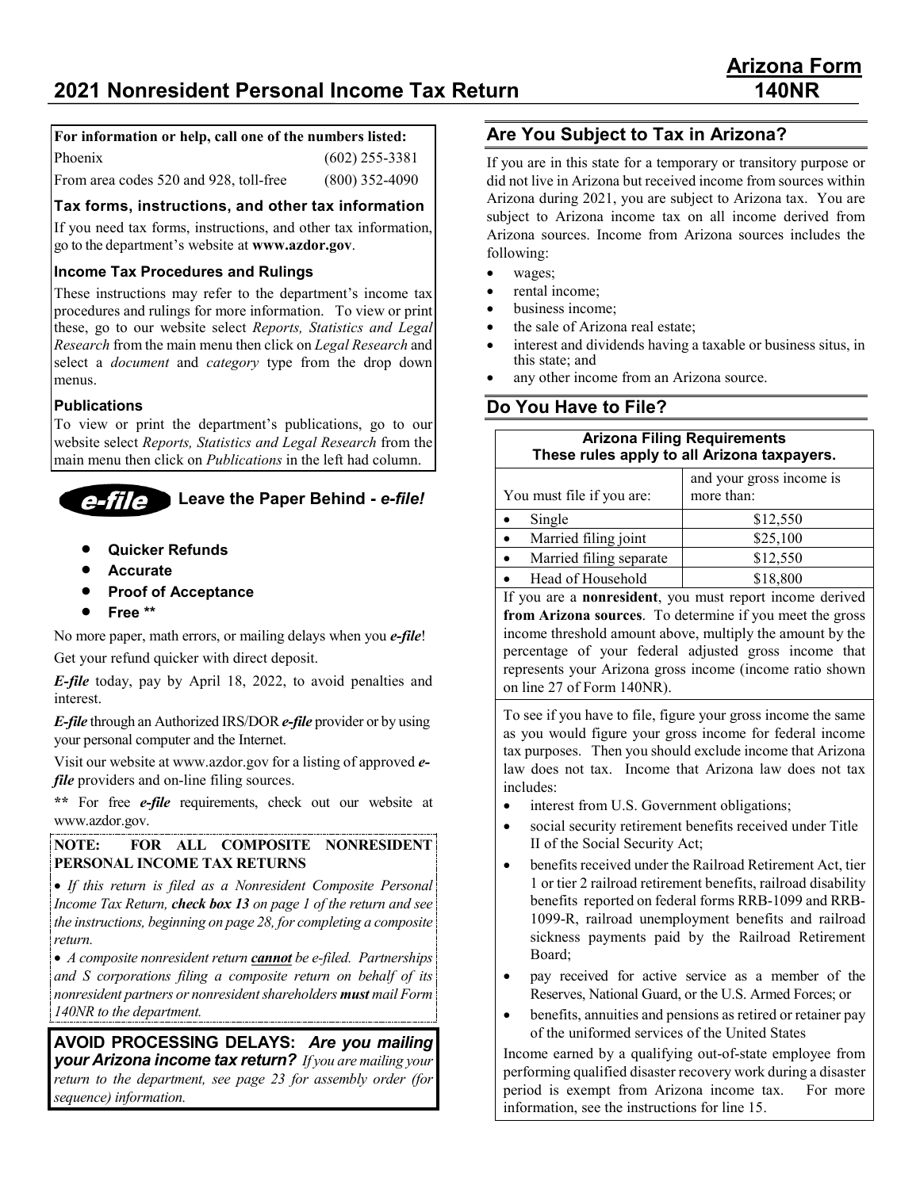# Arizona Form 140NR

## 2021 Nonresident Personal Income Tax Return

**For information or help, call one of the numbers listed:**

| | |
|---|---|
| Phoenix | (602) 255-3381 |
| From area codes 520 and 928, toll-free | (800) 352-4090 |

### Tax forms, instructions, and other tax information

If you need tax forms, instructions, and other tax information, go to the department's website at **www.azdor.gov**.

### Income Tax Procedures and Rulings

These instructions may refer to the department's income tax procedures and rulings for more information. To view or print these, go to our website select *Reports, Statistics and Legal Research* from the main menu then click on *Legal Research* and select a *document* and *category* type from the drop down menus.

### Publications

To view or print the department's publications, go to our website select *Reports, Statistics and Legal Research* from the main menu then click on *Publications* in the left had column.

### *e-file* Leave the Paper Behind - *e-file!*

- **Quicker Refunds**
- **Accurate**
- **Proof of Acceptance**
- **Free ****

No more paper, math errors, or mailing delays when you ***e-file***!

Get your refund quicker with direct deposit.

***E-file*** today, pay by April 18, 2022, to avoid penalties and interest.

***E-file*** through an Authorized IRS/DOR ***e-file*** provider or by using your personal computer and the Internet.

Visit our website at www.azdor.gov for a listing of approved ***e-file*** providers and on-line filing sources.

**** For free ***e-file*** requirements, check out our website at www.azdor.gov.

**NOTE: FOR ALL COMPOSITE NONRESIDENT PERSONAL INCOME TAX RETURNS**

- *If this return is filed as a Nonresident Composite Personal Income Tax Return, **check box 13** on page 1 of the return and see the instructions, beginning on page 28, for completing a composite return.*
- *A composite nonresident return **cannot** be e-filed. Partnerships and S corporations filing a composite return on behalf of its nonresident partners or nonresident shareholders **must** mail Form 140NR to the department.*

**AVOID PROCESSING DELAYS:** ***Are you mailing your Arizona income tax return?*** *If you are mailing your return to the department, see page 23 for assembly order (for sequence) information.*

## Are You Subject to Tax in Arizona?

If you are in this state for a temporary or transitory purpose or did not live in Arizona but received income from sources within Arizona during 2021, you are subject to Arizona tax. You are subject to Arizona income tax on all income derived from Arizona sources. Income from Arizona sources includes the following:

- wages;
- rental income;
- business income;
- the sale of Arizona real estate;
- interest and dividends having a taxable or business situs, in this state; and
- any other income from an Arizona source.

## Do You Have to File?

**Arizona Filing Requirements**
**These rules apply to all Arizona taxpayers.**

| You must file if you are: | and your gross income is more than: |
|---|---|
| • Single | $12,550 |
| • Married filing joint | $25,100 |
| • Married filing separate | $12,550 |
| • Head of Household | $18,800 |

If you are a **nonresident**, you must report income derived **from Arizona sources**. To determine if you meet the gross income threshold amount above, multiply the amount by the percentage of your federal adjusted gross income that represents your Arizona gross income (income ratio shown on line 27 of Form 140NR).

To see if you have to file, figure your gross income the same as you would figure your gross income for federal income tax purposes. Then you should exclude income that Arizona law does not tax. Income that Arizona law does not tax includes:

- interest from U.S. Government obligations;
- social security retirement benefits received under Title II of the Social Security Act;
- benefits received under the Railroad Retirement Act, tier 1 or tier 2 railroad retirement benefits, railroad disability benefits reported on federal forms RRB-1099 and RRB-1099-R, railroad unemployment benefits and railroad sickness payments paid by the Railroad Retirement Board;
- pay received for active service as a member of the Reserves, National Guard, or the U.S. Armed Forces; or
- benefits, annuities and pensions as retired or retainer pay of the uniformed services of the United States

Income earned by a qualifying out-of-state employee from performing qualified disaster recovery work during a disaster period is exempt from Arizona income tax. For more information, see the instructions for line 15.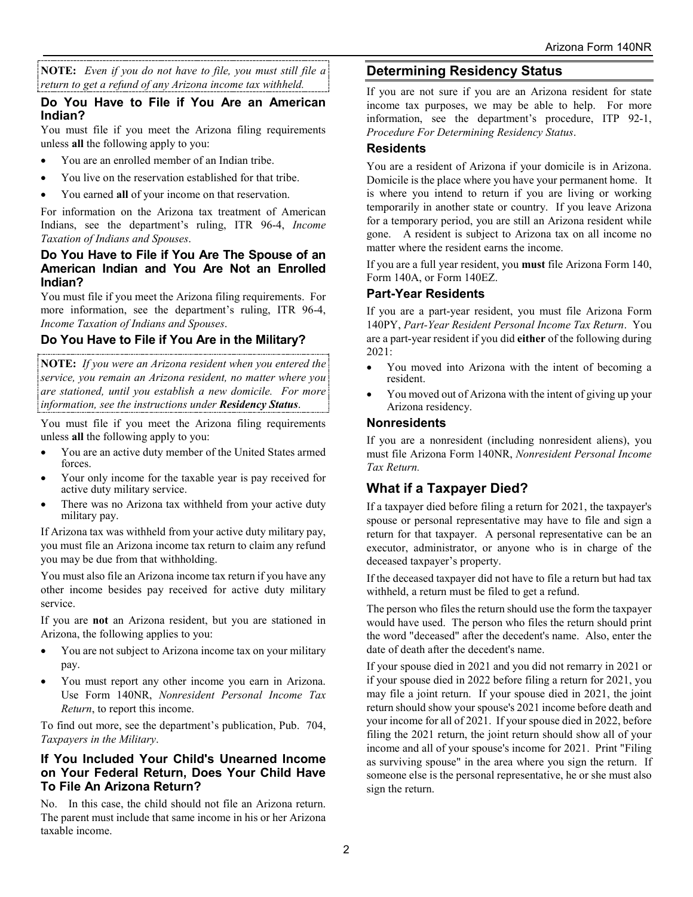**NOTE:** *Even if you do not have to file, you must still file a return to get a refund of any Arizona income tax withheld.*

### Do You Have to File if You Are an American Indian?

You must file if you meet the Arizona filing requirements unless **all** the following apply to you:

- You are an enrolled member of an Indian tribe.
- You live on the reservation established for that tribe.
- You earned **all** of your income on that reservation.

For information on the Arizona tax treatment of American Indians, see the department's ruling, ITR 96-4, *Income Taxation of Indians and Spouses*.

### Do You Have to File if You Are The Spouse of an American Indian and You Are Not an Enrolled Indian?

You must file if you meet the Arizona filing requirements. For more information, see the department's ruling, ITR 96-4, *Income Taxation of Indians and Spouses*.

### Do You Have to File if You Are in the Military?

**NOTE:** *If you were an Arizona resident when you entered the service, you remain an Arizona resident, no matter where you are stationed, until you establish a new domicile. For more information, see the instructions under **Residency Status**.*

You must file if you meet the Arizona filing requirements unless **all** the following apply to you:

- You are an active duty member of the United States armed forces.
- Your only income for the taxable year is pay received for active duty military service.
- There was no Arizona tax withheld from your active duty military pay.

If Arizona tax was withheld from your active duty military pay, you must file an Arizona income tax return to claim any refund you may be due from that withholding.

You must also file an Arizona income tax return if you have any other income besides pay received for active duty military service.

If you are **not** an Arizona resident, but you are stationed in Arizona, the following applies to you:

- You are not subject to Arizona income tax on your military pay.
- You must report any other income you earn in Arizona. Use Form 140NR, *Nonresident Personal Income Tax Return*, to report this income.

To find out more, see the department's publication, Pub. 704, *Taxpayers in the Military*.

### If You Included Your Child's Unearned Income on Your Federal Return, Does Your Child Have To File An Arizona Return?

No. In this case, the child should not file an Arizona return. The parent must include that same income in his or her Arizona taxable income.

## Determining Residency Status

If you are not sure if you are an Arizona resident for state income tax purposes, we may be able to help. For more information, see the department's procedure, ITP 92-1, *Procedure For Determining Residency Status*.

### Residents

You are a resident of Arizona if your domicile is in Arizona. Domicile is the place where you have your permanent home. It is where you intend to return if you are living or working temporarily in another state or country. If you leave Arizona for a temporary period, you are still an Arizona resident while gone. A resident is subject to Arizona tax on all income no matter where the resident earns the income.

If you are a full year resident, you **must** file Arizona Form 140, Form 140A, or Form 140EZ.

### Part-Year Residents

If you are a part-year resident, you must file Arizona Form 140PY, *Part-Year Resident Personal Income Tax Return*. You are a part-year resident if you did **either** of the following during 2021:

- You moved into Arizona with the intent of becoming a resident.
- You moved out of Arizona with the intent of giving up your Arizona residency.

### Nonresidents

If you are a nonresident (including nonresident aliens), you must file Arizona Form 140NR, *Nonresident Personal Income Tax Return.*

## What if a Taxpayer Died?

If a taxpayer died before filing a return for 2021, the taxpayer's spouse or personal representative may have to file and sign a return for that taxpayer. A personal representative can be an executor, administrator, or anyone who is in charge of the deceased taxpayer's property.

If the deceased taxpayer did not have to file a return but had tax withheld, a return must be filed to get a refund.

The person who files the return should use the form the taxpayer would have used. The person who files the return should print the word "deceased" after the decedent's name. Also, enter the date of death after the decedent's name.

If your spouse died in 2021 and you did not remarry in 2021 or if your spouse died in 2022 before filing a return for 2021, you may file a joint return. If your spouse died in 2021, the joint return should show your spouse's 2021 income before death and your income for all of 2021. If your spouse died in 2022, before filing the 2021 return, the joint return should show all of your income and all of your spouse's income for 2021. Print "Filing as surviving spouse" in the area where you sign the return. If someone else is the personal representative, he or she must also sign the return.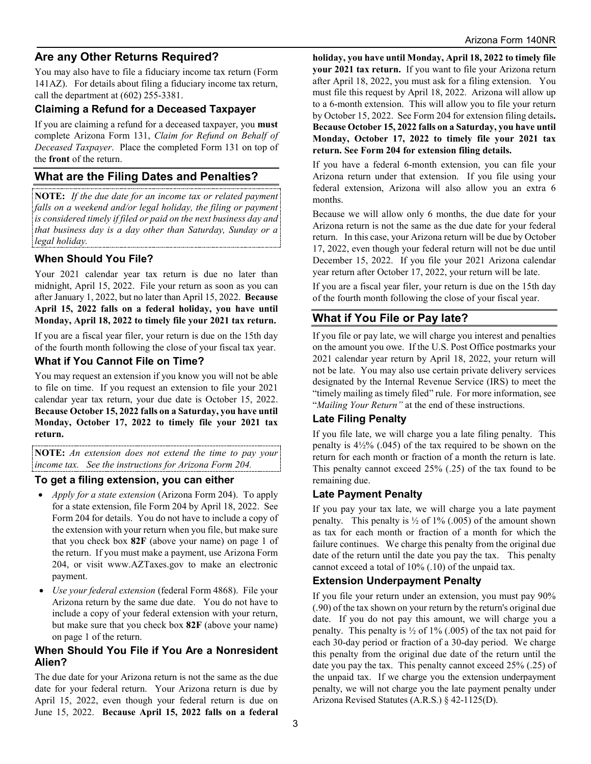## Are any Other Returns Required?

You may also have to file a fiduciary income tax return (Form 141AZ). For details about filing a fiduciary income tax return, call the department at (602) 255-3381.

### Claiming a Refund for a Deceased Taxpayer

If you are claiming a refund for a deceased taxpayer, you **must** complete Arizona Form 131, *Claim for Refund on Behalf of Deceased Taxpayer*. Place the completed Form 131 on top of the **front** of the return.

## What are the Filing Dates and Penalties?

**NOTE:** *If the due date for an income tax or related payment falls on a weekend and/or legal holiday, the filing or payment is considered timely if filed or paid on the next business day and that business day is a day other than Saturday, Sunday or a legal holiday.*

### When Should You File?

Your 2021 calendar year tax return is due no later than midnight, April 15, 2022. File your return as soon as you can after January 1, 2022, but no later than April 15, 2022. **Because April 15, 2022 falls on a federal holiday, you have until Monday, April 18, 2022 to timely file your 2021 tax return.**

If you are a fiscal year filer, your return is due on the 15th day of the fourth month following the close of your fiscal tax year.

### What if You Cannot File on Time?

You may request an extension if you know you will not be able to file on time. If you request an extension to file your 2021 calendar year tax return, your due date is October 15, 2022. **Because October 15, 2022 falls on a Saturday, you have until Monday, October 17, 2022 to timely file your 2021 tax return.**

**NOTE:** *An extension does not extend the time to pay your income tax. See the instructions for Arizona Form 204.*

### To get a filing extension, you can either

- *Apply for a state extension* (Arizona Form 204). To apply for a state extension, file Form 204 by April 18, 2022. See Form 204 for details. You do not have to include a copy of the extension with your return when you file, but make sure that you check box **82F** (above your name) on page 1 of the return. If you must make a payment, use Arizona Form 204, or visit www.AZTaxes.gov to make an electronic payment.
- *Use your federal extension* (federal Form 4868). File your Arizona return by the same due date. You do not have to include a copy of your federal extension with your return, but make sure that you check box **82F** (above your name) on page 1 of the return.

### When Should You File if You Are a Nonresident Alien?

The due date for your Arizona return is not the same as the due date for your federal return. Your Arizona return is due by April 15, 2022, even though your federal return is due on June 15, 2022. **Because April 15, 2022 falls on a federal holiday, you have until Monday, April 18, 2022 to timely file your 2021 tax return.** If you want to file your Arizona return after April 18, 2022, you must ask for a filing extension. You must file this request by April 18, 2022. Arizona will allow up to a 6-month extension. This will allow you to file your return by October 15, 2022. See Form 204 for extension filing details**.** **Because October 15, 2022 falls on a Saturday, you have until Monday, October 17, 2022 to timely file your 2021 tax return. See Form 204 for extension filing details.**

If you have a federal 6-month extension, you can file your Arizona return under that extension. If you file using your federal extension, Arizona will also allow you an extra 6 months.

Because we will allow only 6 months, the due date for your Arizona return is not the same as the due date for your federal return. In this case, your Arizona return will be due by October 17, 2022, even though your federal return will not be due until December 15, 2022. If you file your 2021 Arizona calendar year return after October 17, 2022, your return will be late.

If you are a fiscal year filer, your return is due on the 15th day of the fourth month following the close of your fiscal year.

## What if You File or Pay late?

If you file or pay late, we will charge you interest and penalties on the amount you owe. If the U.S. Post Office postmarks your 2021 calendar year return by April 18, 2022, your return will not be late. You may also use certain private delivery services designated by the Internal Revenue Service (IRS) to meet the "timely mailing as timely filed" rule. For more information, see "*Mailing Your Return"* at the end of these instructions.

### Late Filing Penalty

If you file late, we will charge you a late filing penalty. This penalty is 4½% (.045) of the tax required to be shown on the return for each month or fraction of a month the return is late. This penalty cannot exceed 25% (.25) of the tax found to be remaining due.

### Late Payment Penalty

If you pay your tax late, we will charge you a late payment penalty. This penalty is ½ of 1% (.005) of the amount shown as tax for each month or fraction of a month for which the failure continues. We charge this penalty from the original due date of the return until the date you pay the tax. This penalty cannot exceed a total of 10% (.10) of the unpaid tax.

### Extension Underpayment Penalty

If you file your return under an extension, you must pay 90% (.90) of the tax shown on your return by the return's original due date. If you do not pay this amount, we will charge you a penalty. This penalty is ½ of 1% (.005) of the tax not paid for each 30-day period or fraction of a 30-day period. We charge this penalty from the original due date of the return until the date you pay the tax. This penalty cannot exceed 25% (.25) of the unpaid tax. If we charge you the extension underpayment penalty, we will not charge you the late payment penalty under Arizona Revised Statutes (A.R.S.) § 42-1125(D).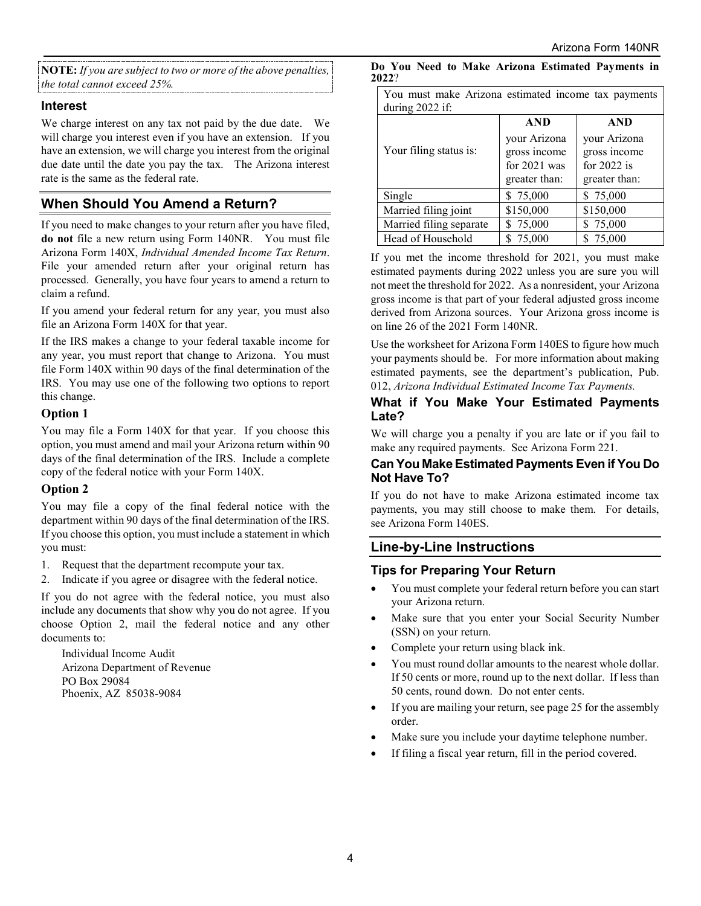**NOTE:** *If you are subject to two or more of the above penalties, the total cannot exceed 25%.*

### Interest

We charge interest on any tax not paid by the due date. We will charge you interest even if you have an extension. If you have an extension, we will charge you interest from the original due date until the date you pay the tax. The Arizona interest rate is the same as the federal rate.

## When Should You Amend a Return?

If you need to make changes to your return after you have filed, **do not** file a new return using Form 140NR. You must file Arizona Form 140X, *Individual Amended Income Tax Return*. File your amended return after your original return has processed. Generally, you have four years to amend a return to claim a refund.

If you amend your federal return for any year, you must also file an Arizona Form 140X for that year.

If the IRS makes a change to your federal taxable income for any year, you must report that change to Arizona. You must file Form 140X within 90 days of the final determination of the IRS. You may use one of the following two options to report this change.

### Option 1

You may file a Form 140X for that year. If you choose this option, you must amend and mail your Arizona return within 90 days of the final determination of the IRS. Include a complete copy of the federal notice with your Form 140X.

### Option 2

You may file a copy of the final federal notice with the department within 90 days of the final determination of the IRS. If you choose this option, you must include a statement in which you must:

1. Request that the department recompute your tax.
2. Indicate if you agree or disagree with the federal notice.

If you do not agree with the federal notice, you must also include any documents that show why you do not agree. If you choose Option 2, mail the federal notice and any other documents to:

Individual Income Audit
Arizona Department of Revenue
PO Box 29084
Phoenix, AZ 85038-9084

**Do You Need to Make Arizona Estimated Payments in 2022?**

You must make Arizona estimated income tax payments during 2022 if:

| Your filing status is: | **AND** your Arizona gross income for 2021 was greater than: | **AND** your Arizona gross income for 2022 is greater than: |
|---|---|---|
| Single | $ 75,000 | $ 75,000 |
| Married filing joint | $150,000 | $150,000 |
| Married filing separate | $ 75,000 | $ 75,000 |
| Head of Household | $ 75,000 | $ 75,000 |

If you met the income threshold for 2021, you must make estimated payments during 2022 unless you are sure you will not meet the threshold for 2022. As a nonresident, your Arizona gross income is that part of your federal adjusted gross income derived from Arizona sources. Your Arizona gross income is on line 26 of the 2021 Form 140NR.

Use the worksheet for Arizona Form 140ES to figure how much your payments should be. For more information about making estimated payments, see the department's publication, Pub. 012, *Arizona Individual Estimated Income Tax Payments.*

### What if You Make Your Estimated Payments Late?

We will charge you a penalty if you are late or if you fail to make any required payments. See Arizona Form 221.

### Can You Make Estimated Payments Even if You Do Not Have To?

If you do not have to make Arizona estimated income tax payments, you may still choose to make them. For details, see Arizona Form 140ES.

## Line-by-Line Instructions

### Tips for Preparing Your Return

- You must complete your federal return before you can start your Arizona return.
- Make sure that you enter your Social Security Number (SSN) on your return.
- Complete your return using black ink.
- You must round dollar amounts to the nearest whole dollar. If 50 cents or more, round up to the next dollar. If less than 50 cents, round down. Do not enter cents.
- If you are mailing your return, see page 25 for the assembly order.
- Make sure you include your daytime telephone number.
- If filing a fiscal year return, fill in the period covered.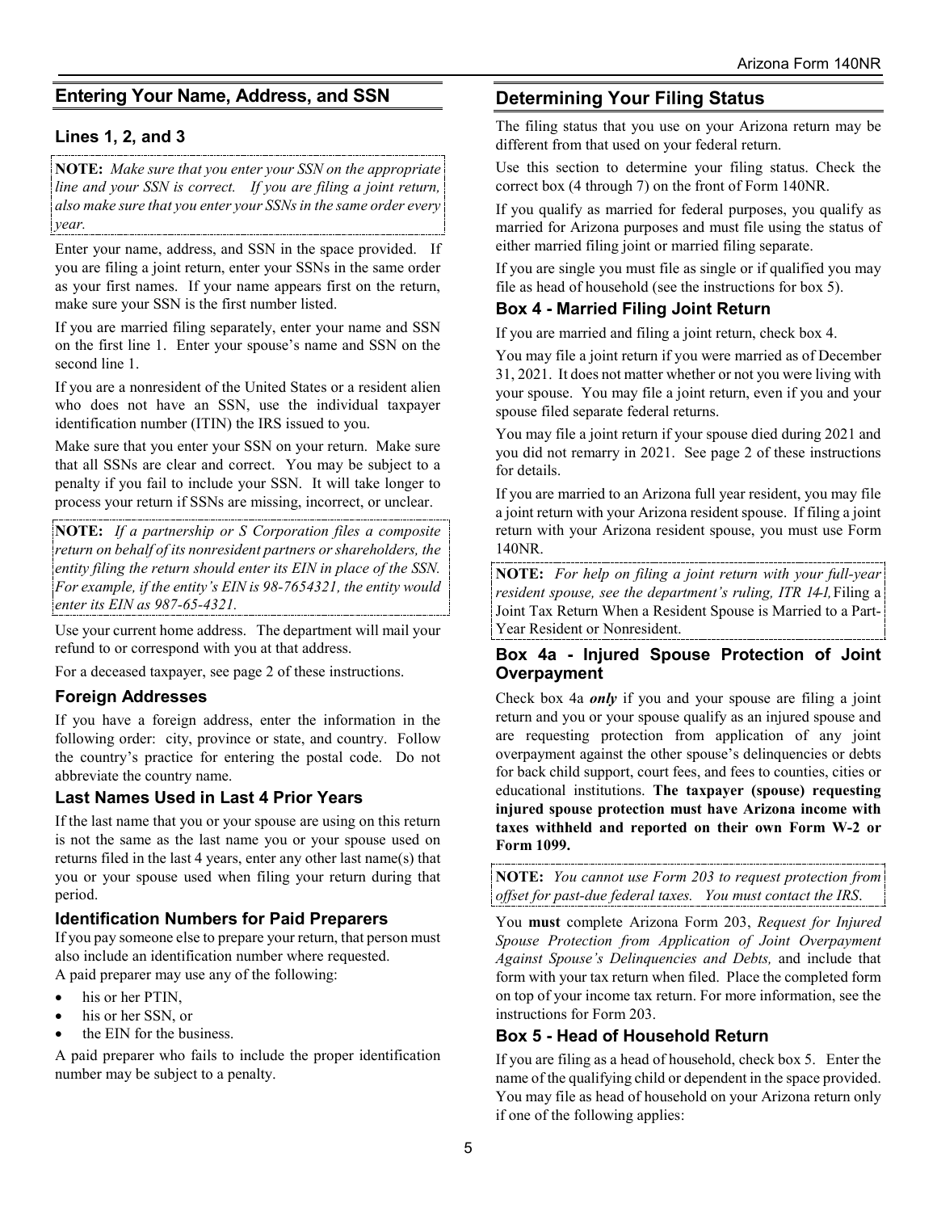## Entering Your Name, Address, and SSN

### Lines 1, 2, and 3

**NOTE:** *Make sure that you enter your SSN on the appropriate line and your SSN is correct. If you are filing a joint return, also make sure that you enter your SSNs in the same order every year.*

Enter your name, address, and SSN in the space provided. If you are filing a joint return, enter your SSNs in the same order as your first names. If your name appears first on the return, make sure your SSN is the first number listed.

If you are married filing separately, enter your name and SSN on the first line 1. Enter your spouse's name and SSN on the second line 1.

If you are a nonresident of the United States or a resident alien who does not have an SSN, use the individual taxpayer identification number (ITIN) the IRS issued to you.

Make sure that you enter your SSN on your return. Make sure that all SSNs are clear and correct. You may be subject to a penalty if you fail to include your SSN. It will take longer to process your return if SSNs are missing, incorrect, or unclear.

**NOTE:** *If a partnership or S Corporation files a composite return on behalf of its nonresident partners or shareholders, the entity filing the return should enter its EIN in place of the SSN. For example, if the entity's EIN is 98-7654321, the entity would enter its EIN as 987-65-4321.*

Use your current home address. The department will mail your refund to or correspond with you at that address.

For a deceased taxpayer, see page 2 of these instructions.

### Foreign Addresses

If you have a foreign address, enter the information in the following order: city, province or state, and country. Follow the country's practice for entering the postal code. Do not abbreviate the country name.

### Last Names Used in Last 4 Prior Years

If the last name that you or your spouse are using on this return is not the same as the last name you or your spouse used on returns filed in the last 4 years, enter any other last name(s) that you or your spouse used when filing your return during that period.

### Identification Numbers for Paid Preparers

If you pay someone else to prepare your return, that person must also include an identification number where requested.

A paid preparer may use any of the following:

- his or her PTIN,
- his or her SSN, or
- the EIN for the business.

A paid preparer who fails to include the proper identification number may be subject to a penalty.

## Determining Your Filing Status

The filing status that you use on your Arizona return may be different from that used on your federal return.

Use this section to determine your filing status. Check the correct box (4 through 7) on the front of Form 140NR.

If you qualify as married for federal purposes, you qualify as married for Arizona purposes and must file using the status of either married filing joint or married filing separate.

If you are single you must file as single or if qualified you may file as head of household (see the instructions for box 5).

### Box 4 - Married Filing Joint Return

If you are married and filing a joint return, check box 4.

You may file a joint return if you were married as of December 31, 2021. It does not matter whether or not you were living with your spouse. You may file a joint return, even if you and your spouse filed separate federal returns.

You may file a joint return if your spouse died during 2021 and you did not remarry in 2021. See page 2 of these instructions for details.

If you are married to an Arizona full year resident, you may file a joint return with your Arizona resident spouse. If filing a joint return with your Arizona resident spouse, you must use Form 140NR.

**NOTE:** *For help on filing a joint return with your full-year resident spouse, see the department's ruling, ITR 14-1,* Filing a Joint Tax Return When a Resident Spouse is Married to a Part-Year Resident or Nonresident.

### Box 4a - Injured Spouse Protection of Joint Overpayment

Check box 4a ***only*** if you and your spouse are filing a joint return and you or your spouse qualify as an injured spouse and are requesting protection from application of any joint overpayment against the other spouse's delinquencies or debts for back child support, court fees, and fees to counties, cities or educational institutions. **The taxpayer (spouse) requesting injured spouse protection must have Arizona income with taxes withheld and reported on their own Form W-2 or Form 1099.**

**NOTE:** *You cannot use Form 203 to request protection from offset for past-due federal taxes. You must contact the IRS.*

You **must** complete Arizona Form 203, *Request for Injured Spouse Protection from Application of Joint Overpayment Against Spouse's Delinquencies and Debts,* and include that form with your tax return when filed. Place the completed form on top of your income tax return. For more information, see the instructions for Form 203.

### Box 5 - Head of Household Return

If you are filing as a head of household, check box 5. Enter the name of the qualifying child or dependent in the space provided. You may file as head of household on your Arizona return only if one of the following applies: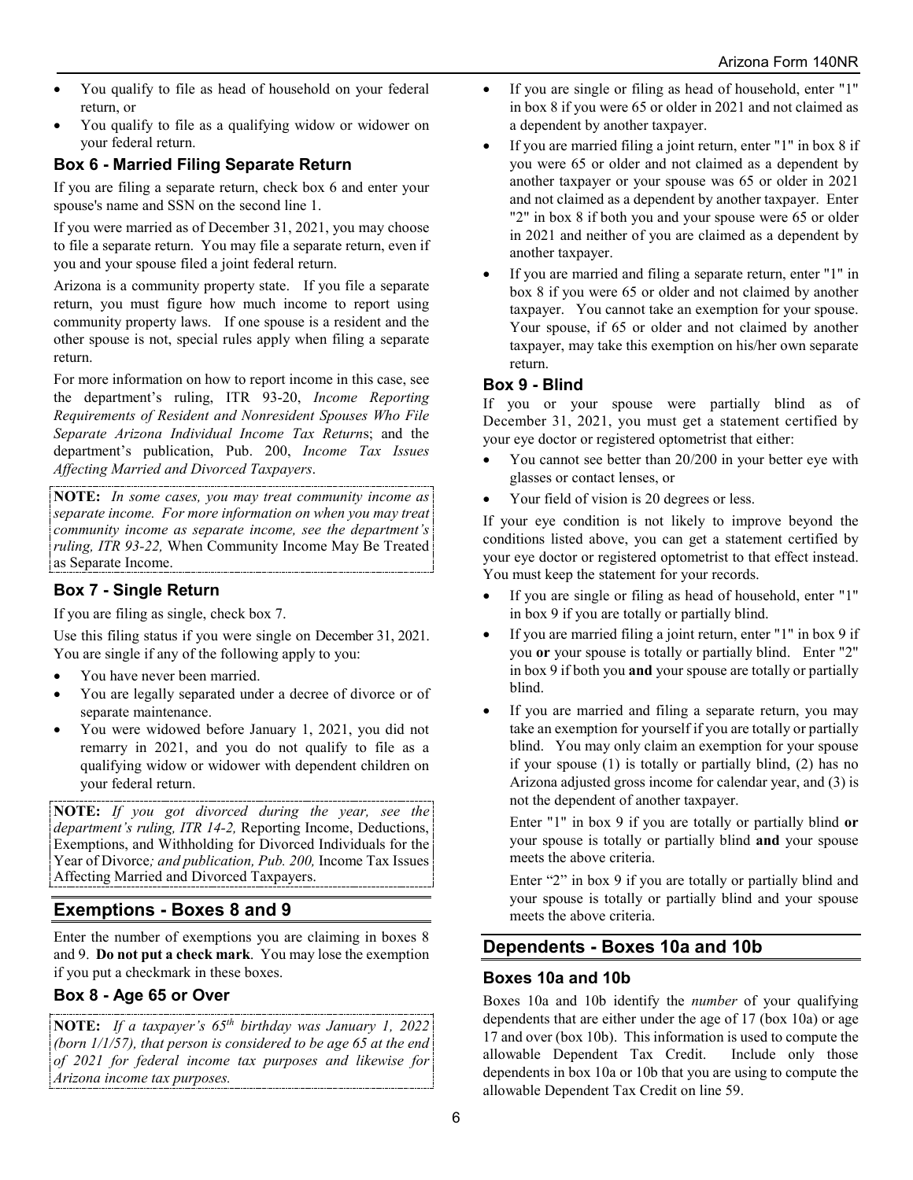- You qualify to file as head of household on your federal return, or
- You qualify to file as a qualifying widow or widower on your federal return.

### Box 6 - Married Filing Separate Return

If you are filing a separate return, check box 6 and enter your spouse's name and SSN on the second line 1.

If you were married as of December 31, 2021, you may choose to file a separate return. You may file a separate return, even if you and your spouse filed a joint federal return.

Arizona is a community property state. If you file a separate return, you must figure how much income to report using community property laws. If one spouse is a resident and the other spouse is not, special rules apply when filing a separate return.

For more information on how to report income in this case, see the department's ruling, ITR 93-20, *Income Reporting Requirements of Resident and Nonresident Spouses Who File Separate Arizona Individual Income Tax Returns*; and the department's publication, Pub. 200, *Income Tax Issues Affecting Married and Divorced Taxpayers*.

**NOTE:** *In some cases, you may treat community income as separate income. For more information on when you may treat community income as separate income, see the department's ruling, ITR 93-22,* When Community Income May Be Treated as Separate Income.

### Box 7 - Single Return

If you are filing as single, check box 7.

Use this filing status if you were single on December 31, 2021. You are single if any of the following apply to you:

- You have never been married.
- You are legally separated under a decree of divorce or of separate maintenance.
- You were widowed before January 1, 2021, you did not remarry in 2021, and you do not qualify to file as a qualifying widow or widower with dependent children on your federal return.

**NOTE:** *If you got divorced during the year, see the department's ruling, ITR 14-2,* Reporting Income, Deductions, Exemptions, and Withholding for Divorced Individuals for the Year of Divorce*; and publication, Pub. 200,* Income Tax Issues Affecting Married and Divorced Taxpayers.

## Exemptions - Boxes 8 and 9

Enter the number of exemptions you are claiming in boxes 8 and 9. **Do not put a check mark**. You may lose the exemption if you put a checkmark in these boxes.

### Box 8 - Age 65 or Over

**NOTE:** *If a taxpayer's 65th birthday was January 1, 2022 (born 1/1/57), that person is considered to be age 65 at the end of 2021 for federal income tax purposes and likewise for Arizona income tax purposes.*

- If you are single or filing as head of household, enter "1" in box 8 if you were 65 or older in 2021 and not claimed as a dependent by another taxpayer.
- If you are married filing a joint return, enter "1" in box 8 if you were 65 or older and not claimed as a dependent by another taxpayer or your spouse was 65 or older in 2021 and not claimed as a dependent by another taxpayer. Enter "2" in box 8 if both you and your spouse were 65 or older in 2021 and neither of you are claimed as a dependent by another taxpayer.
- If you are married and filing a separate return, enter "1" in box 8 if you were 65 or older and not claimed by another taxpayer. You cannot take an exemption for your spouse. Your spouse, if 65 or older and not claimed by another taxpayer, may take this exemption on his/her own separate return.

### Box 9 - Blind

If you or your spouse were partially blind as of December 31, 2021, you must get a statement certified by your eye doctor or registered optometrist that either:

- You cannot see better than 20/200 in your better eye with glasses or contact lenses, or
- Your field of vision is 20 degrees or less.

If your eye condition is not likely to improve beyond the conditions listed above, you can get a statement certified by your eye doctor or registered optometrist to that effect instead. You must keep the statement for your records.

- If you are single or filing as head of household, enter "1" in box 9 if you are totally or partially blind.
- If you are married filing a joint return, enter "1" in box 9 if you **or** your spouse is totally or partially blind. Enter "2" in box 9 if both you **and** your spouse are totally or partially blind.
- If you are married and filing a separate return, you may take an exemption for yourself if you are totally or partially blind. You may only claim an exemption for your spouse if your spouse (1) is totally or partially blind, (2) has no Arizona adjusted gross income for calendar year, and (3) is not the dependent of another taxpayer.

  Enter "1" in box 9 if you are totally or partially blind **or** your spouse is totally or partially blind **and** your spouse meets the above criteria.

  Enter "2" in box 9 if you are totally or partially blind and your spouse is totally or partially blind and your spouse meets the above criteria.

## Dependents - Boxes 10a and 10b

### Boxes 10a and 10b

Boxes 10a and 10b identify the *number* of your qualifying dependents that are either under the age of 17 (box 10a) or age 17 and over (box 10b). This information is used to compute the allowable Dependent Tax Credit. Include only those dependents in box 10a or 10b that you are using to compute the allowable Dependent Tax Credit on line 59.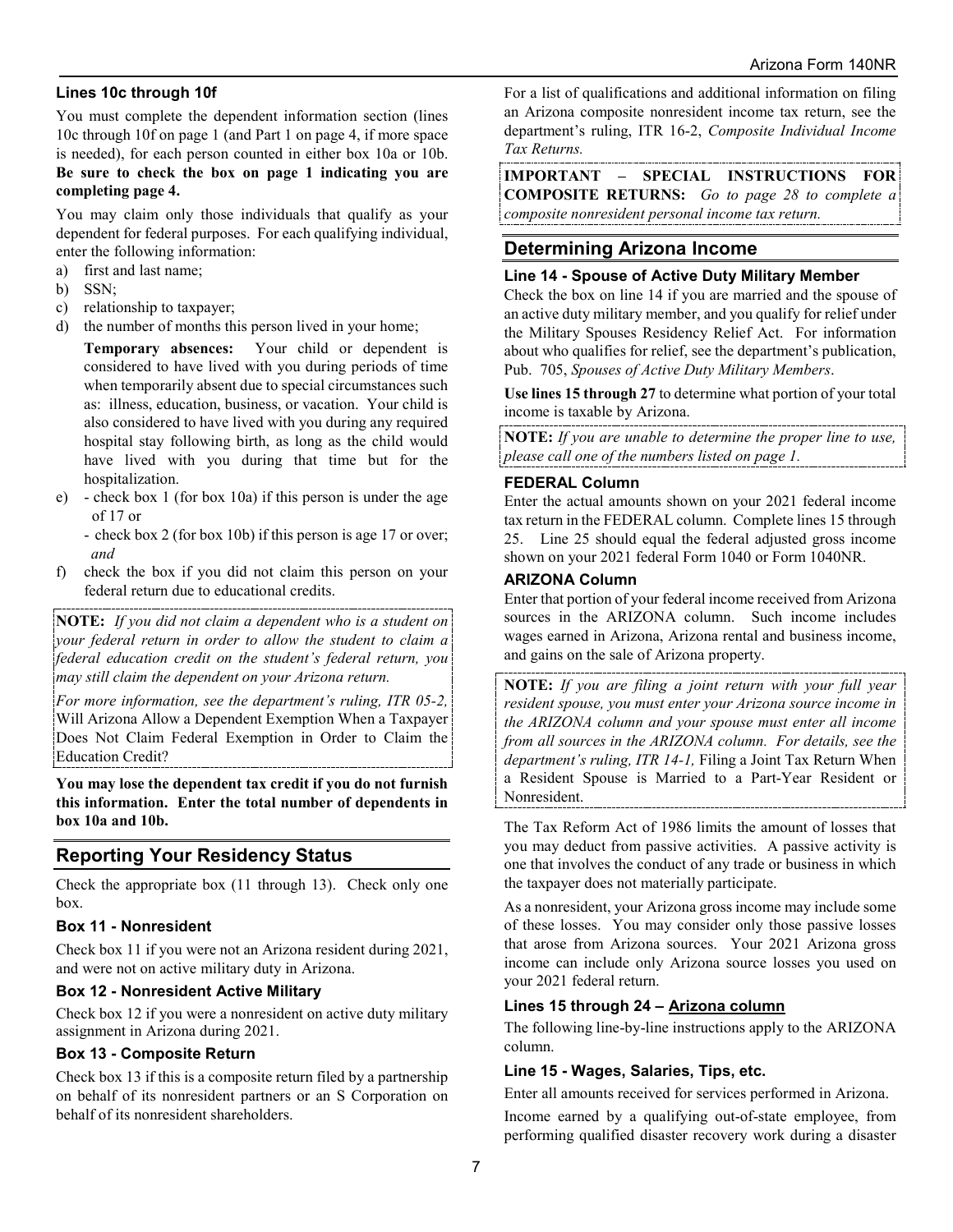#### Lines 10c through 10f

You must complete the dependent information section (lines 10c through 10f on page 1 (and Part 1 on page 4, if more space is needed), for each person counted in either box 10a or 10b. **Be sure to check the box on page 1 indicating you are completing page 4.**

You may claim only those individuals that qualify as your dependent for federal purposes. For each qualifying individual, enter the following information:

a) first and last name;
b) SSN;
c) relationship to taxpayer;
d) the number of months this person lived in your home;

   **Temporary absences:** Your child or dependent is considered to have lived with you during periods of time when temporarily absent due to special circumstances such as: illness, education, business, or vacation. Your child is also considered to have lived with you during any required hospital stay following birth, as long as the child would have lived with you during that time but for the hospitalization.

e) - check box 1 (for box 10a) if this person is under the age of 17 or
   - check box 2 (for box 10b) if this person is age 17 or over; *and*
f) check the box if you did not claim this person on your federal return due to educational credits.

> **NOTE:** *If you did not claim a dependent who is a student on your federal return in order to allow the student to claim a federal education credit on the student's federal return, you may still claim the dependent on your Arizona return.*
>
> *For more information, see the department's ruling, ITR 05-2,* Will Arizona Allow a Dependent Exemption When a Taxpayer Does Not Claim Federal Exemption in Order to Claim the Education Credit?

**You may lose the dependent tax credit if you do not furnish this information. Enter the total number of dependents in box 10a and 10b.**

## Reporting Your Residency Status

Check the appropriate box (11 through 13). Check only one box.

#### Box 11 - Nonresident

Check box 11 if you were not an Arizona resident during 2021, and were not on active military duty in Arizona.

#### Box 12 - Nonresident Active Military

Check box 12 if you were a nonresident on active duty military assignment in Arizona during 2021.

#### Box 13 - Composite Return

Check box 13 if this is a composite return filed by a partnership on behalf of its nonresident partners or an S Corporation on behalf of its nonresident shareholders.

For a list of qualifications and additional information on filing an Arizona composite nonresident income tax return, see the department's ruling, ITR 16-2, *Composite Individual Income Tax Returns.*

> **IMPORTANT – SPECIAL INSTRUCTIONS FOR COMPOSITE RETURNS:** *Go to page 28 to complete a composite nonresident personal income tax return.*

## Determining Arizona Income

#### Line 14 - Spouse of Active Duty Military Member

Check the box on line 14 if you are married and the spouse of an active duty military member, and you qualify for relief under the Military Spouses Residency Relief Act. For information about who qualifies for relief, see the department's publication, Pub. 705, *Spouses of Active Duty Military Members*.

**Use lines 15 through 27** to determine what portion of your total income is taxable by Arizona.

> **NOTE:** *If you are unable to determine the proper line to use, please call one of the numbers listed on page 1.*

#### FEDERAL Column

Enter the actual amounts shown on your 2021 federal income tax return in the FEDERAL column. Complete lines 15 through 25. Line 25 should equal the federal adjusted gross income shown on your 2021 federal Form 1040 or Form 1040NR.

#### ARIZONA Column

Enter that portion of your federal income received from Arizona sources in the ARIZONA column. Such income includes wages earned in Arizona, Arizona rental and business income, and gains on the sale of Arizona property.

> **NOTE:** *If you are filing a joint return with your full year resident spouse, you must enter your Arizona source income in the ARIZONA column and your spouse must enter all income from all sources in the ARIZONA column. For details, see the department's ruling, ITR 14-1,* Filing a Joint Tax Return When a Resident Spouse is Married to a Part-Year Resident or Nonresident.

The Tax Reform Act of 1986 limits the amount of losses that you may deduct from passive activities. A passive activity is one that involves the conduct of any trade or business in which the taxpayer does not materially participate.

As a nonresident, your Arizona gross income may include some of these losses. You may consider only those passive losses that arose from Arizona sources. Your 2021 Arizona gross income can include only Arizona source losses you used on your 2021 federal return.

#### Lines 15 through 24 – Arizona column

The following line-by-line instructions apply to the ARIZONA column.

#### Line 15 - Wages, Salaries, Tips, etc.

Enter all amounts received for services performed in Arizona.

Income earned by a qualifying out-of-state employee, from performing qualified disaster recovery work during a disaster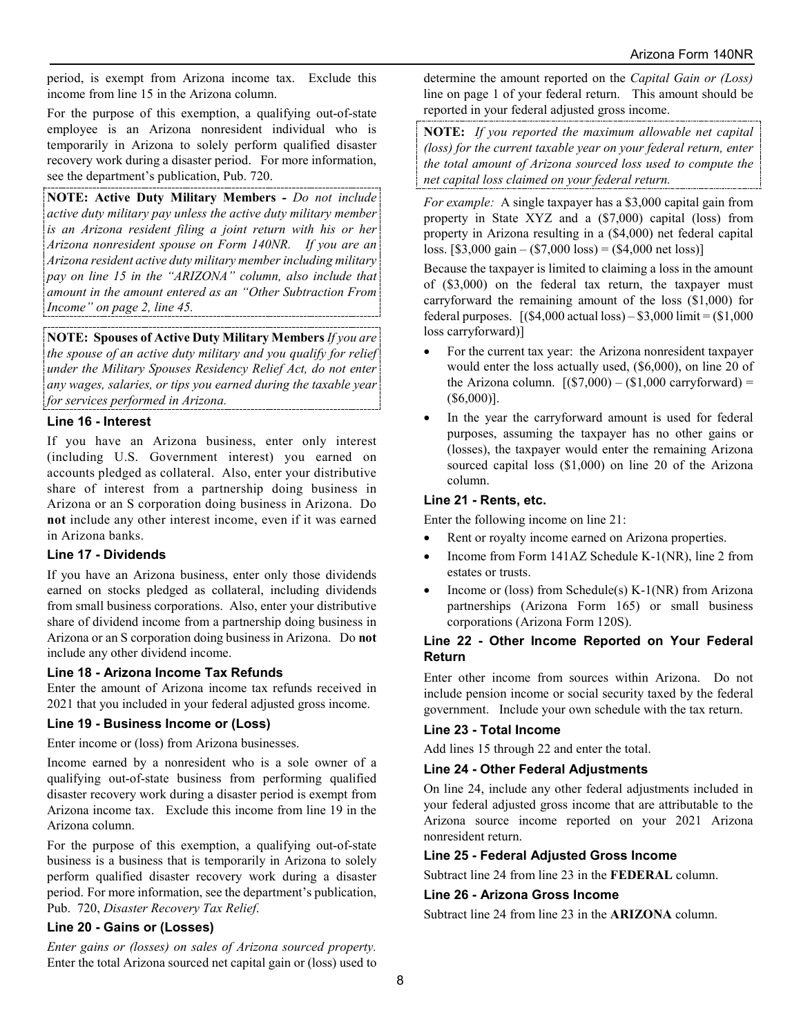period, is exempt from Arizona income tax. Exclude this income from line 15 in the Arizona column.

For the purpose of this exemption, a qualifying out-of-state employee is an Arizona nonresident individual who is temporarily in Arizona to solely perform qualified disaster recovery work during a disaster period. For more information, see the department's publication, Pub. 720.

**NOTE: Active Duty Military Members -** *Do not include active duty military pay unless the active duty military member is an Arizona resident filing a joint return with his or her Arizona nonresident spouse on Form 140NR. If you are an Arizona resident active duty military member including military pay on line 15 in the "ARIZONA" column, also include that amount in the amount entered as an "Other Subtraction From Income" on page 2, line 45.*

**NOTE: Spouses of Active Duty Military Members** *If you are the spouse of an active duty military and you qualify for relief under the Military Spouses Residency Relief Act, do not enter any wages, salaries, or tips you earned during the taxable year for services performed in Arizona.*

### Line 16 - Interest

If you have an Arizona business, enter only interest (including U.S. Government interest) you earned on accounts pledged as collateral. Also, enter your distributive share of interest from a partnership doing business in Arizona or an S corporation doing business in Arizona. Do **not** include any other interest income, even if it was earned in Arizona banks.

### Line 17 - Dividends

If you have an Arizona business, enter only those dividends earned on stocks pledged as collateral, including dividends from small business corporations. Also, enter your distributive share of dividend income from a partnership doing business in Arizona or an S corporation doing business in Arizona. Do **not** include any other dividend income.

### Line 18 - Arizona Income Tax Refunds

Enter the amount of Arizona income tax refunds received in 2021 that you included in your federal adjusted gross income.

### Line 19 - Business Income or (Loss)

Enter income or (loss) from Arizona businesses.

Income earned by a nonresident who is a sole owner of a qualifying out-of-state business from performing qualified disaster recovery work during a disaster period is exempt from Arizona income tax. Exclude this income from line 19 in the Arizona column.

For the purpose of this exemption, a qualifying out-of-state business is a business that is temporarily in Arizona to solely perform qualified disaster recovery work during a disaster period. For more information, see the department's publication, Pub. 720, *Disaster Recovery Tax Relief*.

### Line 20 - Gains or (Losses)

*Enter gains or (losses) on sales of Arizona sourced property.* Enter the total Arizona sourced net capital gain or (loss) used to determine the amount reported on the *Capital Gain or (Loss)* line on page 1 of your federal return. This amount should be reported in your federal adjusted gross income.

**NOTE:** *If you reported the maximum allowable net capital (loss) for the current taxable year on your federal return, enter the total amount of Arizona sourced loss used to compute the net capital loss claimed on your federal return.*

*For example:* A single taxpayer has a $3,000 capital gain from property in State XYZ and a ($7,000) capital (loss) from property in Arizona resulting in a ($4,000) net federal capital loss. [$3,000 gain – ($7,000 loss) = ($4,000 net loss)]

Because the taxpayer is limited to claiming a loss in the amount of ($3,000) on the federal tax return, the taxpayer must carryforward the remaining amount of the loss ($1,000) for federal purposes. [($4,000 actual loss) – $3,000 limit = ($1,000 loss carryforward)]

- For the current tax year: the Arizona nonresident taxpayer would enter the loss actually used, ($6,000), on line 20 of the Arizona column. [($7,000) – ($1,000 carryforward) = ($6,000)].
- In the year the carryforward amount is used for federal purposes, assuming the taxpayer has no other gains or (losses), the taxpayer would enter the remaining Arizona sourced capital loss ($1,000) on line 20 of the Arizona column.

### Line 21 - Rents, etc.

Enter the following income on line 21:

- Rent or royalty income earned on Arizona properties.
- Income from Form 141AZ Schedule K-1(NR), line 2 from estates or trusts.
- Income or (loss) from Schedule(s) K-1(NR) from Arizona partnerships (Arizona Form 165) or small business corporations (Arizona Form 120S).

### Line 22 - Other Income Reported on Your Federal Return

Enter other income from sources within Arizona. Do not include pension income or social security taxed by the federal government. Include your own schedule with the tax return.

### Line 23 - Total Income

Add lines 15 through 22 and enter the total.

### Line 24 - Other Federal Adjustments

On line 24, include any other federal adjustments included in your federal adjusted gross income that are attributable to the Arizona source income reported on your 2021 Arizona nonresident return.

### Line 25 - Federal Adjusted Gross Income

Subtract line 24 from line 23 in the **FEDERAL** column.

### Line 26 - Arizona Gross Income

Subtract line 24 from line 23 in the **ARIZONA** column.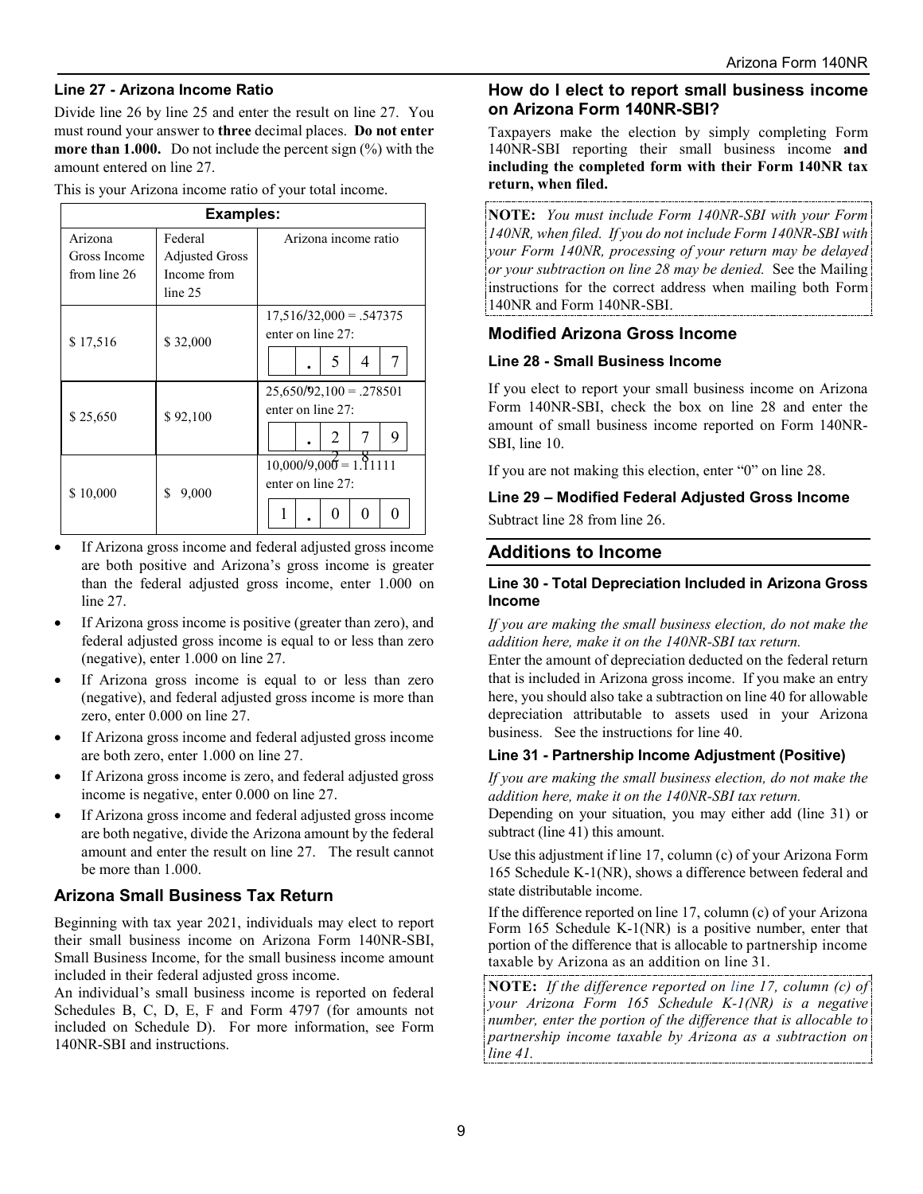### Line 27 - Arizona Income Ratio

Divide line 26 by line 25 and enter the result on line 27. You must round your answer to **three** decimal places. **Do not enter more than 1.000.** Do not include the percent sign (%) with the amount entered on line 27.

This is your Arizona income ratio of your total income.

| **Examples:** | | |
|---|---|---|
| Arizona Gross Income from line 26 | Federal Adjusted Gross Income from line 25 | Arizona income ratio |
| $ 17,516 | $ 32,000 | 17,516/32,000 = .547375 enter on line 27: . 5 4 7 |
| $ 25,650 | $ 92,100 | 25,650/92,100 = .278501 enter on line 27: . 2 7 9 |
| $ 10,000 | $ 9,000 | 10,000/9,000 = 1.11111 enter on line 27: 1 . 0 0 0 |

- If Arizona gross income and federal adjusted gross income are both positive and Arizona's gross income is greater than the federal adjusted gross income, enter 1.000 on line 27.
- If Arizona gross income is positive (greater than zero), and federal adjusted gross income is equal to or less than zero (negative), enter 1.000 on line 27.
- If Arizona gross income is equal to or less than zero (negative), and federal adjusted gross income is more than zero, enter 0.000 on line 27.
- If Arizona gross income and federal adjusted gross income are both zero, enter 1.000 on line 27.
- If Arizona gross income is zero, and federal adjusted gross income is negative, enter 0.000 on line 27.
- If Arizona gross income and federal adjusted gross income are both negative, divide the Arizona amount by the federal amount and enter the result on line 27. The result cannot be more than 1.000.

## Arizona Small Business Tax Return

Beginning with tax year 2021, individuals may elect to report their small business income on Arizona Form 140NR-SBI, Small Business Income, for the small business income amount included in their federal adjusted gross income.

An individual's small business income is reported on federal Schedules B, C, D, E, F and Form 4797 (for amounts not included on Schedule D). For more information, see Form 140NR-SBI and instructions.

### How do I elect to report small business income on Arizona Form 140NR-SBI?

Taxpayers make the election by simply completing Form 140NR-SBI reporting their small business income **and including the completed form with their Form 140NR tax return, when filed.**

**NOTE:** *You must include Form 140NR-SBI with your Form 140NR, when filed. If you do not include Form 140NR-SBI with your Form 140NR, processing of your return may be delayed or your subtraction on line 28 may be denied.* See the Mailing instructions for the correct address when mailing both Form 140NR and Form 140NR-SBI.

## Modified Arizona Gross Income

### Line 28 - Small Business Income

If you elect to report your small business income on Arizona Form 140NR-SBI, check the box on line 28 and enter the amount of small business income reported on Form 140NR-SBI, line 10.

If you are not making this election, enter "0" on line 28.

### Line 29 – Modified Federal Adjusted Gross Income

Subtract line 28 from line 26.

## Additions to Income

### Line 30 - Total Depreciation Included in Arizona Gross Income

*If you are making the small business election, do not make the addition here, make it on the 140NR-SBI tax return.*

Enter the amount of depreciation deducted on the federal return that is included in Arizona gross income. If you make an entry here, you should also take a subtraction on line 40 for allowable depreciation attributable to assets used in your Arizona business. See the instructions for line 40.

### Line 31 - Partnership Income Adjustment (Positive)

*If you are making the small business election, do not make the addition here, make it on the 140NR-SBI tax return.*

Depending on your situation, you may either add (line 31) or subtract (line 41) this amount.

Use this adjustment if line 17, column (c) of your Arizona Form 165 Schedule K-1(NR), shows a difference between federal and state distributable income.

If the difference reported on line 17, column (c) of your Arizona Form 165 Schedule K-1(NR) is a positive number, enter that portion of the difference that is allocable to partnership income taxable by Arizona as an addition on line 31.

**NOTE:** *If the difference reported on line 17, column (c) of your Arizona Form 165 Schedule K-1(NR) is a negative number, enter the portion of the difference that is allocable to partnership income taxable by Arizona as a subtraction on line 41.*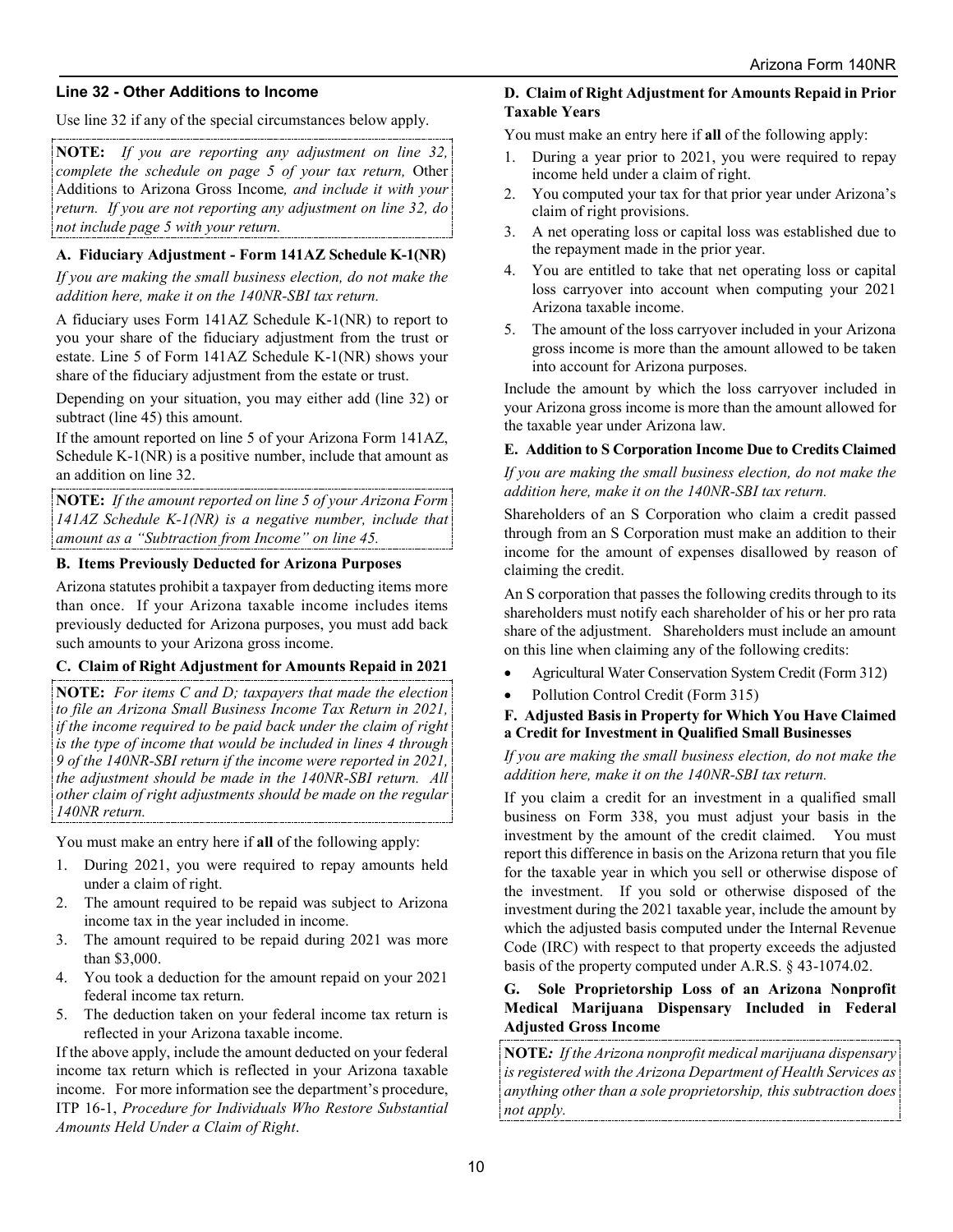### Line 32 - Other Additions to Income

Use line 32 if any of the special circumstances below apply.

> **NOTE:** *If you are reporting any adjustment on line 32, complete the schedule on page 5 of your tax return,* Other Additions to Arizona Gross Income*, and include it with your return. If you are not reporting any adjustment on line 32, do not include page 5 with your return.*

#### A. Fiduciary Adjustment - Form 141AZ Schedule K-1(NR)

*If you are making the small business election, do not make the addition here, make it on the 140NR-SBI tax return.*

A fiduciary uses Form 141AZ Schedule K-1(NR) to report to you your share of the fiduciary adjustment from the trust or estate. Line 5 of Form 141AZ Schedule K-1(NR) shows your share of the fiduciary adjustment from the estate or trust.

Depending on your situation, you may either add (line 32) or subtract (line 45) this amount.

If the amount reported on line 5 of your Arizona Form 141AZ, Schedule K-1(NR) is a positive number, include that amount as an addition on line 32.

> **NOTE:** *If the amount reported on line 5 of your Arizona Form 141AZ Schedule K-1(NR) is a negative number, include that amount as a "Subtraction from Income" on line 45.*

#### B. Items Previously Deducted for Arizona Purposes

Arizona statutes prohibit a taxpayer from deducting items more than once. If your Arizona taxable income includes items previously deducted for Arizona purposes, you must add back such amounts to your Arizona gross income.

#### C. Claim of Right Adjustment for Amounts Repaid in 2021

> **NOTE:** *For items C and D; taxpayers that made the election to file an Arizona Small Business Income Tax Return in 2021, if the income required to be paid back under the claim of right is the type of income that would be included in lines 4 through 9 of the 140NR-SBI return if the income were reported in 2021, the adjustment should be made in the 140NR-SBI return. All other claim of right adjustments should be made on the regular 140NR return.*

You must make an entry here if **all** of the following apply:

1. During 2021, you were required to repay amounts held under a claim of right.
2. The amount required to be repaid was subject to Arizona income tax in the year included in income.
3. The amount required to be repaid during 2021 was more than $3,000.
4. You took a deduction for the amount repaid on your 2021 federal income tax return.
5. The deduction taken on your federal income tax return is reflected in your Arizona taxable income.

If the above apply, include the amount deducted on your federal income tax return which is reflected in your Arizona taxable income. For more information see the department's procedure, ITP 16-1, *Procedure for Individuals Who Restore Substantial Amounts Held Under a Claim of Right*.

#### D. Claim of Right Adjustment for Amounts Repaid in Prior Taxable Years

You must make an entry here if **all** of the following apply:

1. During a year prior to 2021, you were required to repay income held under a claim of right.
2. You computed your tax for that prior year under Arizona's claim of right provisions.
3. A net operating loss or capital loss was established due to the repayment made in the prior year.
4. You are entitled to take that net operating loss or capital loss carryover into account when computing your 2021 Arizona taxable income.
5. The amount of the loss carryover included in your Arizona gross income is more than the amount allowed to be taken into account for Arizona purposes.

Include the amount by which the loss carryover included in your Arizona gross income is more than the amount allowed for the taxable year under Arizona law.

#### E. Addition to S Corporation Income Due to Credits Claimed

*If you are making the small business election, do not make the addition here, make it on the 140NR-SBI tax return.*

Shareholders of an S Corporation who claim a credit passed through from an S Corporation must make an addition to their income for the amount of expenses disallowed by reason of claiming the credit.

An S corporation that passes the following credits through to its shareholders must notify each shareholder of his or her pro rata share of the adjustment. Shareholders must include an amount on this line when claiming any of the following credits:

- Agricultural Water Conservation System Credit (Form 312)
- Pollution Control Credit (Form 315)

#### F. Adjusted Basis in Property for Which You Have Claimed a Credit for Investment in Qualified Small Businesses

*If you are making the small business election, do not make the addition here, make it on the 140NR-SBI tax return.*

If you claim a credit for an investment in a qualified small business on Form 338, you must adjust your basis in the investment by the amount of the credit claimed. You must report this difference in basis on the Arizona return that you file for the taxable year in which you sell or otherwise dispose of the investment. If you sold or otherwise disposed of the investment during the 2021 taxable year, include the amount by which the adjusted basis computed under the Internal Revenue Code (IRC) with respect to that property exceeds the adjusted basis of the property computed under A.R.S. § 43-1074.02.

#### G. Sole Proprietorship Loss of an Arizona Nonprofit Medical Marijuana Dispensary Included in Federal Adjusted Gross Income

> **NOTE:** *If the Arizona nonprofit medical marijuana dispensary is registered with the Arizona Department of Health Services as anything other than a sole proprietorship, this subtraction does not apply.*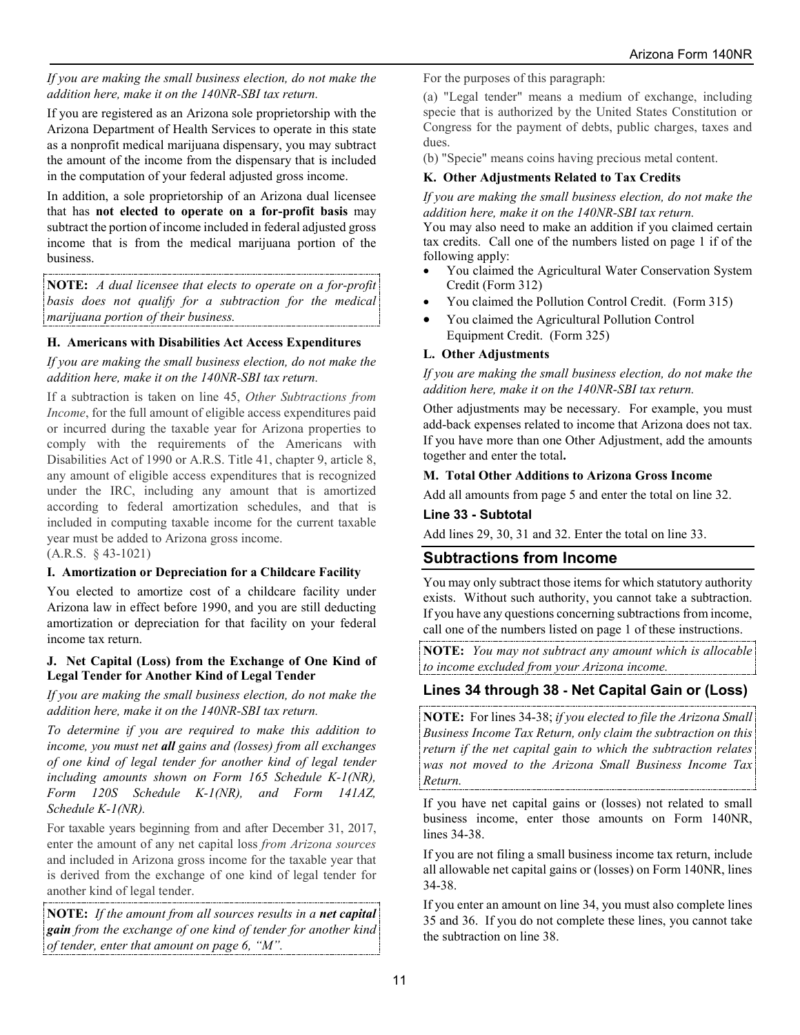*If you are making the small business election, do not make the addition here, make it on the 140NR-SBI tax return.*

If you are registered as an Arizona sole proprietorship with the Arizona Department of Health Services to operate in this state as a nonprofit medical marijuana dispensary, you may subtract the amount of the income from the dispensary that is included in the computation of your federal adjusted gross income.

In addition, a sole proprietorship of an Arizona dual licensee that has **not elected to operate on a for-profit basis** may subtract the portion of income included in federal adjusted gross income that is from the medical marijuana portion of the business.

**NOTE:** *A dual licensee that elects to operate on a for-profit basis does not qualify for a subtraction for the medical marijuana portion of their business.*

### H. Americans with Disabilities Act Access Expenditures

*If you are making the small business election, do not make the addition here, make it on the 140NR-SBI tax return.*

If a subtraction is taken on line 45, *Other Subtractions from Income*, for the full amount of eligible access expenditures paid or incurred during the taxable year for Arizona properties to comply with the requirements of the Americans with Disabilities Act of 1990 or A.R.S. Title 41, chapter 9, article 8, any amount of eligible access expenditures that is recognized under the IRC, including any amount that is amortized according to federal amortization schedules, and that is included in computing taxable income for the current taxable year must be added to Arizona gross income.
(A.R.S. § 43-1021)

### I. Amortization or Depreciation for a Childcare Facility

You elected to amortize cost of a childcare facility under Arizona law in effect before 1990, and you are still deducting amortization or depreciation for that facility on your federal income tax return.

### J. Net Capital (Loss) from the Exchange of One Kind of Legal Tender for Another Kind of Legal Tender

*If you are making the small business election, do not make the addition here, make it on the 140NR-SBI tax return.*

*To determine if you are required to make this addition to income, you must net **all** gains and (losses) from all exchanges of one kind of legal tender for another kind of legal tender including amounts shown on Form 165 Schedule K-1(NR), Form 120S Schedule K-1(NR), and Form 141AZ, Schedule K-1(NR).*

For taxable years beginning from and after December 31, 2017, enter the amount of any net capital loss *from Arizona sources* and included in Arizona gross income for the taxable year that is derived from the exchange of one kind of legal tender for another kind of legal tender.

**NOTE:** *If the amount from all sources results in a **net capital gain** from the exchange of one kind of tender for another kind of tender, enter that amount on page 6, "M".*

For the purposes of this paragraph:

(a) "Legal tender" means a medium of exchange, including specie that is authorized by the United States Constitution or Congress for the payment of debts, public charges, taxes and dues.

(b) "Specie" means coins having precious metal content.

### K. Other Adjustments Related to Tax Credits

*If you are making the small business election, do not make the addition here, make it on the 140NR-SBI tax return.*

You may also need to make an addition if you claimed certain tax credits. Call one of the numbers listed on page 1 if of the following apply:

- You claimed the Agricultural Water Conservation System Credit (Form 312)
- You claimed the Pollution Control Credit. (Form 315)
- You claimed the Agricultural Pollution Control Equipment Credit. (Form 325)

### L. Other Adjustments

*If you are making the small business election, do not make the addition here, make it on the 140NR-SBI tax return.*

Other adjustments may be necessary. For example, you must add-back expenses related to income that Arizona does not tax. If you have more than one Other Adjustment, add the amounts together and enter the total**.**

### M. Total Other Additions to Arizona Gross Income

Add all amounts from page 5 and enter the total on line 32.

### Line 33 - Subtotal

Add lines 29, 30, 31 and 32. Enter the total on line 33.

## Subtractions from Income

You may only subtract those items for which statutory authority exists. Without such authority, you cannot take a subtraction. If you have any questions concerning subtractions from income, call one of the numbers listed on page 1 of these instructions.

**NOTE:** *You may not subtract any amount which is allocable to income excluded from your Arizona income.*

## Lines 34 through 38 - Net Capital Gain or (Loss)

**NOTE:** For lines 34-38; *if you elected to file the Arizona Small Business Income Tax Return, only claim the subtraction on this return if the net capital gain to which the subtraction relates was not moved to the Arizona Small Business Income Tax Return.*

If you have net capital gains or (losses) not related to small business income, enter those amounts on Form 140NR, lines 34-38.

If you are not filing a small business income tax return, include all allowable net capital gains or (losses) on Form 140NR, lines 34-38.

If you enter an amount on line 34, you must also complete lines 35 and 36. If you do not complete these lines, you cannot take the subtraction on line 38.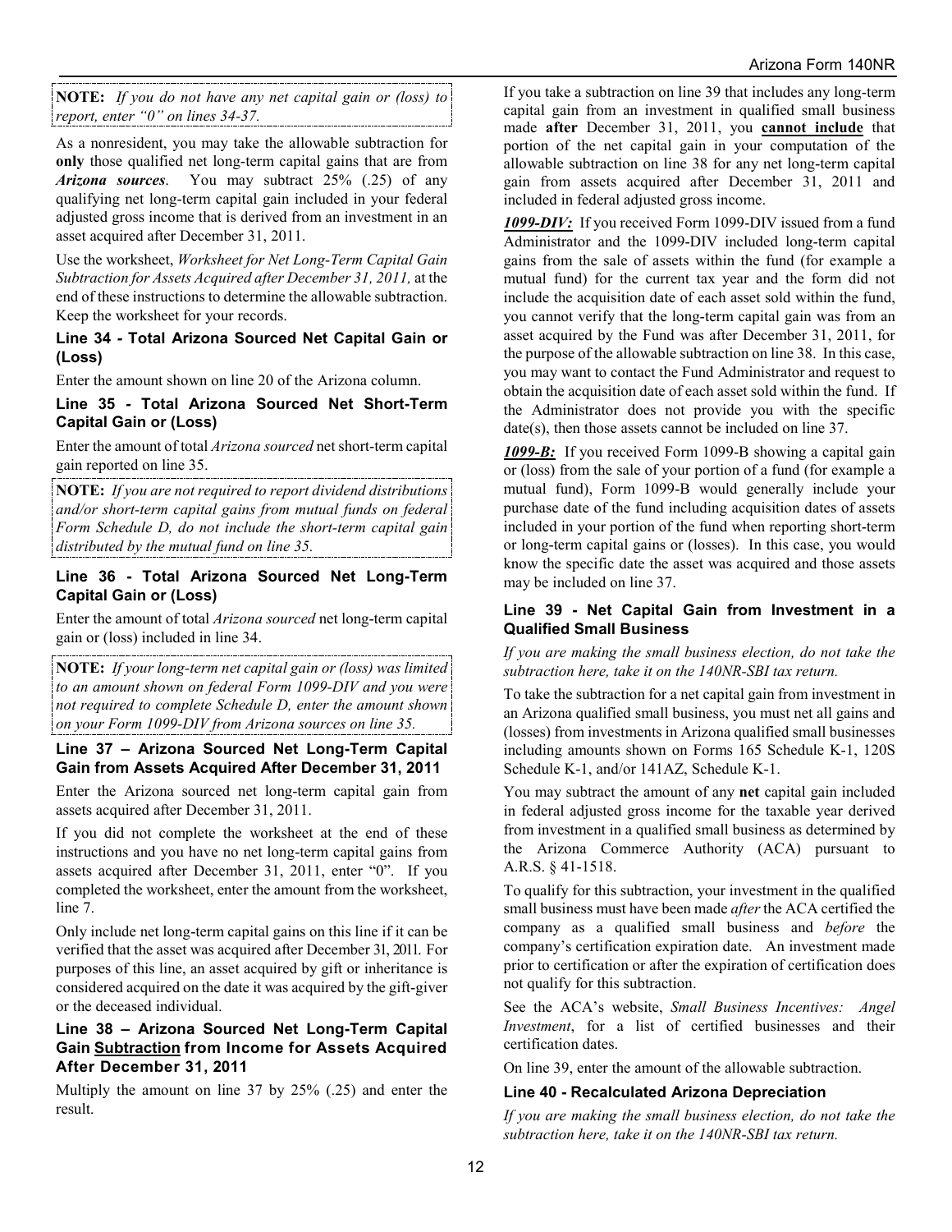**NOTE:** *If you do not have any net capital gain or (loss) to report, enter "0" on lines 34-37.*

As a nonresident, you may take the allowable subtraction for **only** those qualified net long-term capital gains that are from ***Arizona sources***. You may subtract 25% (.25) of any qualifying net long-term capital gain included in your federal adjusted gross income that is derived from an investment in an asset acquired after December 31, 2011.

Use the worksheet, *Worksheet for Net Long-Term Capital Gain Subtraction for Assets Acquired after December 31, 2011,* at the end of these instructions to determine the allowable subtraction. Keep the worksheet for your records.

### Line 34 - Total Arizona Sourced Net Capital Gain or (Loss)

Enter the amount shown on line 20 of the Arizona column.

### Line 35 - Total Arizona Sourced Net Short-Term Capital Gain or (Loss)

Enter the amount of total *Arizona sourced* net short-term capital gain reported on line 35.

**NOTE:** *If you are not required to report dividend distributions and/or short-term capital gains from mutual funds on federal Form Schedule D, do not include the short-term capital gain distributed by the mutual fund on line 35.*

### Line 36 - Total Arizona Sourced Net Long-Term Capital Gain or (Loss)

Enter the amount of total *Arizona sourced* net long-term capital gain or (loss) included in line 34.

**NOTE:** *If your long-term net capital gain or (loss) was limited to an amount shown on federal Form 1099-DIV and you were not required to complete Schedule D, enter the amount shown on your Form 1099-DIV from Arizona sources on line 35.*

### Line 37 – Arizona Sourced Net Long-Term Capital Gain from Assets Acquired After December 31, 2011

Enter the Arizona sourced net long-term capital gain from assets acquired after December 31, 2011.

If you did not complete the worksheet at the end of these instructions and you have no net long-term capital gains from assets acquired after December 31, 2011, enter "0". If you completed the worksheet, enter the amount from the worksheet, line 7.

Only include net long-term capital gains on this line if it can be verified that the asset was acquired after December 31, 2011. For purposes of this line, an asset acquired by gift or inheritance is considered acquired on the date it was acquired by the gift-giver or the deceased individual.

### Line 38 – Arizona Sourced Net Long-Term Capital Gain Subtraction from Income for Assets Acquired After December 31, 2011

Multiply the amount on line 37 by 25% (.25) and enter the result.

If you take a subtraction on line 39 that includes any long-term capital gain from an investment in qualified small business made **after** December 31, 2011, you **cannot include** that portion of the net capital gain in your computation of the allowable subtraction on line 38 for any net long-term capital gain from assets acquired after December 31, 2011 and included in federal adjusted gross income.

***1099-DIV:*** If you received Form 1099-DIV issued from a fund Administrator and the 1099-DIV included long-term capital gains from the sale of assets within the fund (for example a mutual fund) for the current tax year and the form did not include the acquisition date of each asset sold within the fund, you cannot verify that the long-term capital gain was from an asset acquired by the Fund was after December 31, 2011, for the purpose of the allowable subtraction on line 38. In this case, you may want to contact the Fund Administrator and request to obtain the acquisition date of each asset sold within the fund. If the Administrator does not provide you with the specific date(s), then those assets cannot be included on line 37.

***1099-B:*** If you received Form 1099-B showing a capital gain or (loss) from the sale of your portion of a fund (for example a mutual fund), Form 1099-B would generally include your purchase date of the fund including acquisition dates of assets included in your portion of the fund when reporting short-term or long-term capital gains or (losses). In this case, you would know the specific date the asset was acquired and those assets may be included on line 37.

### Line 39 - Net Capital Gain from Investment in a Qualified Small Business

*If you are making the small business election, do not take the subtraction here, take it on the 140NR-SBI tax return.*

To take the subtraction for a net capital gain from investment in an Arizona qualified small business, you must net all gains and (losses) from investments in Arizona qualified small businesses including amounts shown on Forms 165 Schedule K-1, 120S Schedule K-1, and/or 141AZ, Schedule K-1.

You may subtract the amount of any **net** capital gain included in federal adjusted gross income for the taxable year derived from investment in a qualified small business as determined by the Arizona Commerce Authority (ACA) pursuant to A.R.S. § 41-1518.

To qualify for this subtraction, your investment in the qualified small business must have been made *after* the ACA certified the company as a qualified small business and *before* the company's certification expiration date. An investment made prior to certification or after the expiration of certification does not qualify for this subtraction.

See the ACA's website, *Small Business Incentives: Angel Investment*, for a list of certified businesses and their certification dates.

On line 39, enter the amount of the allowable subtraction.

### Line 40 - Recalculated Arizona Depreciation

*If you are making the small business election, do not take the subtraction here, take it on the 140NR-SBI tax return.*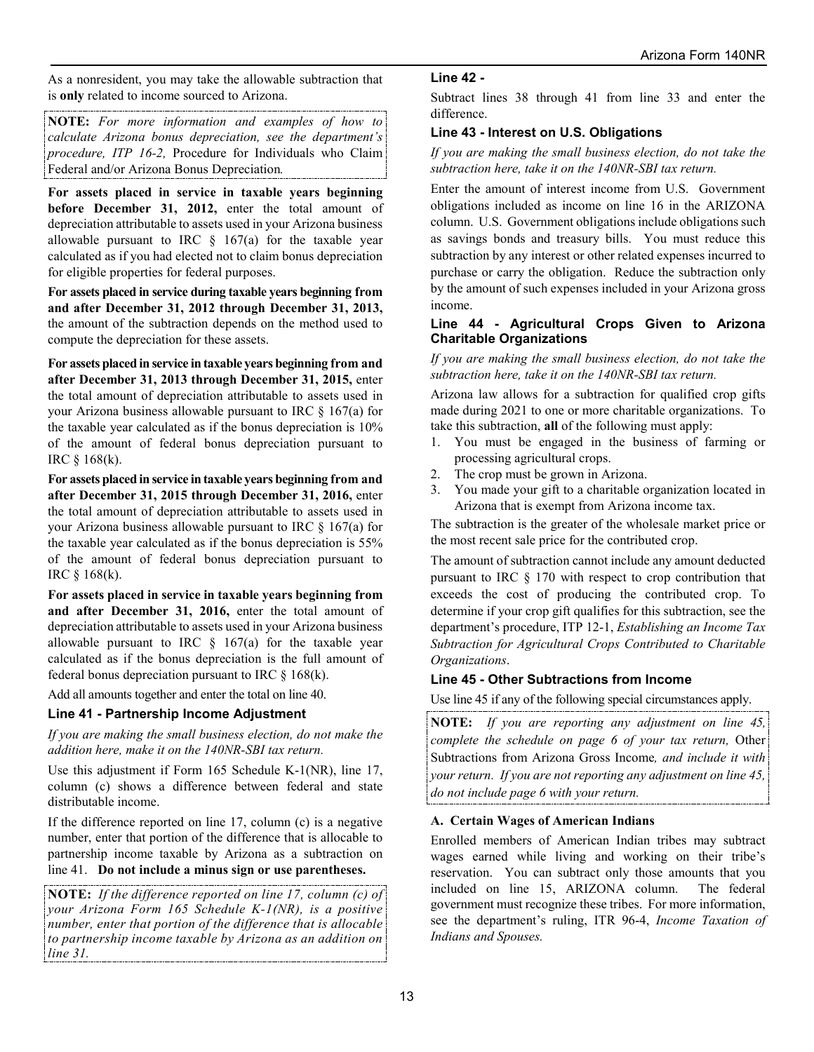As a nonresident, you may take the allowable subtraction that is **only** related to income sourced to Arizona.

**NOTE:** *For more information and examples of how to calculate Arizona bonus depreciation, see the department's procedure, ITP 16-2,* Procedure for Individuals who Claim Federal and/or Arizona Bonus Depreciation*.*

**For assets placed in service in taxable years beginning before December 31, 2012,** enter the total amount of depreciation attributable to assets used in your Arizona business allowable pursuant to IRC § 167(a) for the taxable year calculated as if you had elected not to claim bonus depreciation for eligible properties for federal purposes.

**For assets placed in service during taxable years beginning from and after December 31, 2012 through December 31, 2013,** the amount of the subtraction depends on the method used to compute the depreciation for these assets.

**For assets placed in service in taxable years beginning from and after December 31, 2013 through December 31, 2015,** enter the total amount of depreciation attributable to assets used in your Arizona business allowable pursuant to IRC § 167(a) for the taxable year calculated as if the bonus depreciation is 10% of the amount of federal bonus depreciation pursuant to IRC § 168(k).

**For assets placed in service in taxable years beginning from and after December 31, 2015 through December 31, 2016,** enter the total amount of depreciation attributable to assets used in your Arizona business allowable pursuant to IRC § 167(a) for the taxable year calculated as if the bonus depreciation is 55% of the amount of federal bonus depreciation pursuant to IRC § 168(k).

**For assets placed in service in taxable years beginning from and after December 31, 2016,** enter the total amount of depreciation attributable to assets used in your Arizona business allowable pursuant to IRC § 167(a) for the taxable year calculated as if the bonus depreciation is the full amount of federal bonus depreciation pursuant to IRC § 168(k).

Add all amounts together and enter the total on line 40.

### Line 41 - Partnership Income Adjustment

*If you are making the small business election, do not make the addition here, make it on the 140NR-SBI tax return.*

Use this adjustment if Form 165 Schedule K-1(NR), line 17, column (c) shows a difference between federal and state distributable income.

If the difference reported on line 17, column (c) is a negative number, enter that portion of the difference that is allocable to partnership income taxable by Arizona as a subtraction on line 41. **Do not include a minus sign or use parentheses.**

**NOTE:** *If the difference reported on line 17, column (c) of your Arizona Form 165 Schedule K-1(NR), is a positive number, enter that portion of the difference that is allocable to partnership income taxable by Arizona as an addition on line 31.*

### Line 42 -

Subtract lines 38 through 41 from line 33 and enter the difference.

### Line 43 - Interest on U.S. Obligations

*If you are making the small business election, do not take the subtraction here, take it on the 140NR-SBI tax return.*

Enter the amount of interest income from U.S. Government obligations included as income on line 16 in the ARIZONA column. U.S. Government obligations include obligations such as savings bonds and treasury bills. You must reduce this subtraction by any interest or other related expenses incurred to purchase or carry the obligation. Reduce the subtraction only by the amount of such expenses included in your Arizona gross income.

### Line 44 - Agricultural Crops Given to Arizona Charitable Organizations

*If you are making the small business election, do not take the subtraction here, take it on the 140NR-SBI tax return.*

Arizona law allows for a subtraction for qualified crop gifts made during 2021 to one or more charitable organizations. To take this subtraction, **all** of the following must apply:

1. You must be engaged in the business of farming or processing agricultural crops.
2. The crop must be grown in Arizona.
3. You made your gift to a charitable organization located in Arizona that is exempt from Arizona income tax.

The subtraction is the greater of the wholesale market price or the most recent sale price for the contributed crop.

The amount of subtraction cannot include any amount deducted pursuant to IRC § 170 with respect to crop contribution that exceeds the cost of producing the contributed crop. To determine if your crop gift qualifies for this subtraction, see the department's procedure, ITP 12-1, *Establishing an Income Tax Subtraction for Agricultural Crops Contributed to Charitable Organizations*.

### Line 45 - Other Subtractions from Income

Use line 45 if any of the following special circumstances apply.

**NOTE:** *If you are reporting any adjustment on line 45, complete the schedule on page 6 of your tax return,* Other Subtractions from Arizona Gross Income*, and include it with your return. If you are not reporting any adjustment on line 45, do not include page 6 with your return.*

**A. Certain Wages of American Indians**

Enrolled members of American Indian tribes may subtract wages earned while living and working on their tribe's reservation. You can subtract only those amounts that you included on line 15, ARIZONA column. The federal government must recognize these tribes. For more information, see the department's ruling, ITR 96-4, *Income Taxation of Indians and Spouses.*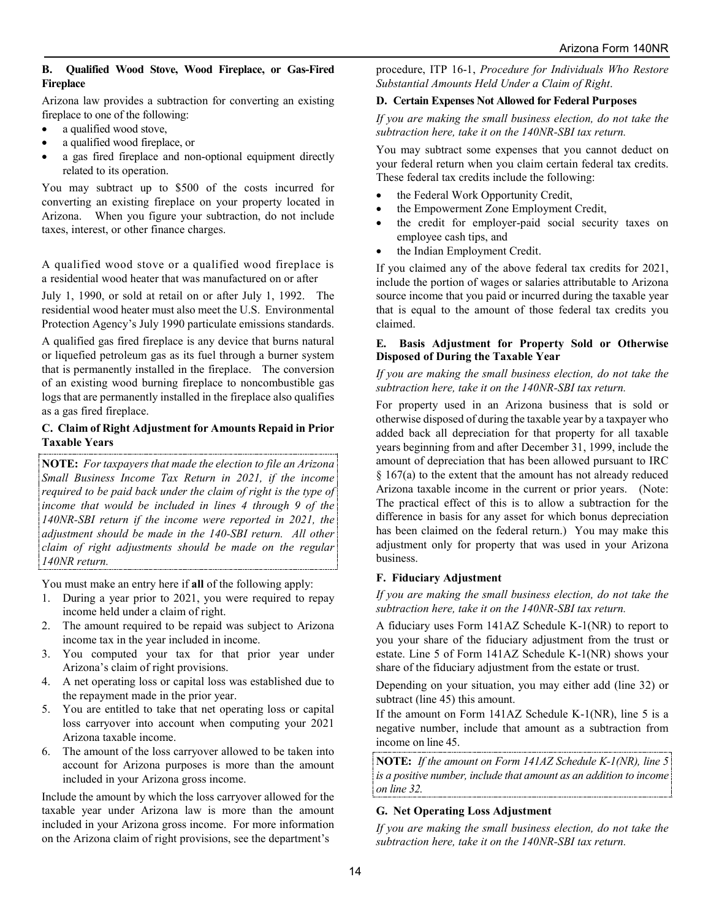### B. Qualified Wood Stove, Wood Fireplace, or Gas-Fired Fireplace

Arizona law provides a subtraction for converting an existing fireplace to one of the following:

- a qualified wood stove,
- a qualified wood fireplace, or
- a gas fired fireplace and non-optional equipment directly related to its operation.

You may subtract up to $500 of the costs incurred for converting an existing fireplace on your property located in Arizona. When you figure your subtraction, do not include taxes, interest, or other finance charges.

A qualified wood stove or a qualified wood fireplace is a residential wood heater that was manufactured on or after July 1, 1990, or sold at retail on or after July 1, 1992. The residential wood heater must also meet the U.S. Environmental Protection Agency's July 1990 particulate emissions standards.

A qualified gas fired fireplace is any device that burns natural or liquefied petroleum gas as its fuel through a burner system that is permanently installed in the fireplace. The conversion of an existing wood burning fireplace to noncombustible gas logs that are permanently installed in the fireplace also qualifies as a gas fired fireplace.

### C. Claim of Right Adjustment for Amounts Repaid in Prior Taxable Years

**NOTE:** *For taxpayers that made the election to file an Arizona Small Business Income Tax Return in 2021, if the income required to be paid back under the claim of right is the type of income that would be included in lines 4 through 9 of the 140NR-SBI return if the income were reported in 2021, the adjustment should be made in the 140-SBI return. All other claim of right adjustments should be made on the regular 140NR return.*

You must make an entry here if **all** of the following apply:

1. During a year prior to 2021, you were required to repay income held under a claim of right.
2. The amount required to be repaid was subject to Arizona income tax in the year included in income.
3. You computed your tax for that prior year under Arizona's claim of right provisions.
4. A net operating loss or capital loss was established due to the repayment made in the prior year.
5. You are entitled to take that net operating loss or capital loss carryover into account when computing your 2021 Arizona taxable income.
6. The amount of the loss carryover allowed to be taken into account for Arizona purposes is more than the amount included in your Arizona gross income.

Include the amount by which the loss carryover allowed for the taxable year under Arizona law is more than the amount included in your Arizona gross income. For more information on the Arizona claim of right provisions, see the department's procedure, ITP 16-1, *Procedure for Individuals Who Restore Substantial Amounts Held Under a Claim of Right*.

### D. Certain Expenses Not Allowed for Federal Purposes

*If you are making the small business election, do not take the subtraction here, take it on the 140NR-SBI tax return.*

You may subtract some expenses that you cannot deduct on your federal return when you claim certain federal tax credits. These federal tax credits include the following:

- the Federal Work Opportunity Credit,
- the Empowerment Zone Employment Credit,
- the credit for employer-paid social security taxes on employee cash tips, and
- the Indian Employment Credit.

If you claimed any of the above federal tax credits for 2021, include the portion of wages or salaries attributable to Arizona source income that you paid or incurred during the taxable year that is equal to the amount of those federal tax credits you claimed.

### E. Basis Adjustment for Property Sold or Otherwise Disposed of During the Taxable Year

*If you are making the small business election, do not take the subtraction here, take it on the 140NR-SBI tax return.*

For property used in an Arizona business that is sold or otherwise disposed of during the taxable year by a taxpayer who added back all depreciation for that property for all taxable years beginning from and after December 31, 1999, include the amount of depreciation that has been allowed pursuant to IRC § 167(a) to the extent that the amount has not already reduced Arizona taxable income in the current or prior years. (Note: The practical effect of this is to allow a subtraction for the difference in basis for any asset for which bonus depreciation has been claimed on the federal return.) You may make this adjustment only for property that was used in your Arizona business.

### F. Fiduciary Adjustment

*If you are making the small business election, do not take the subtraction here, take it on the 140NR-SBI tax return.*

A fiduciary uses Form 141AZ Schedule K-1(NR) to report to you your share of the fiduciary adjustment from the trust or estate. Line 5 of Form 141AZ Schedule K-1(NR) shows your share of the fiduciary adjustment from the estate or trust.

Depending on your situation, you may either add (line 32) or subtract (line 45) this amount.

If the amount on Form 141AZ Schedule K-1(NR), line 5 is a negative number, include that amount as a subtraction from income on line 45.

**NOTE:** *If the amount on Form 141AZ Schedule K-1(NR), line 5 is a positive number, include that amount as an addition to income on line 32.*

### G. Net Operating Loss Adjustment

*If you are making the small business election, do not take the subtraction here, take it on the 140NR-SBI tax return.*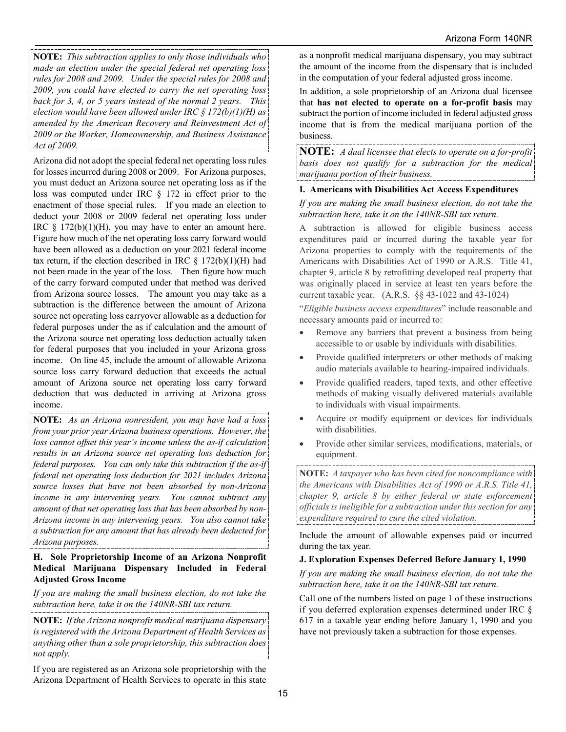**NOTE:** *This subtraction applies to only those individuals who made an election under the special federal net operating loss rules for 2008 and 2009. Under the special rules for 2008 and 2009, you could have elected to carry the net operating loss back for 3, 4, or 5 years instead of the normal 2 years. This election would have been allowed under IRC § 172(b)(1)(H) as amended by the American Recovery and Reinvestment Act of 2009 or the Worker, Homeownership, and Business Assistance Act of 2009.*

Arizona did not adopt the special federal net operating loss rules for losses incurred during 2008 or 2009. For Arizona purposes, you must deduct an Arizona source net operating loss as if the loss was computed under IRC § 172 in effect prior to the enactment of those special rules. If you made an election to deduct your 2008 or 2009 federal net operating loss under IRC § 172(b)(1)(H), you may have to enter an amount here. Figure how much of the net operating loss carry forward would have been allowed as a deduction on your 2021 federal income tax return, if the election described in IRC § 172(b)(1)(H) had not been made in the year of the loss. Then figure how much of the carry forward computed under that method was derived from Arizona source losses. The amount you may take as a subtraction is the difference between the amount of Arizona source net operating loss carryover allowable as a deduction for federal purposes under the as if calculation and the amount of the Arizona source net operating loss deduction actually taken for federal purposes that you included in your Arizona gross income. On line 45, include the amount of allowable Arizona source loss carry forward deduction that exceeds the actual amount of Arizona source net operating loss carry forward deduction that was deducted in arriving at Arizona gross income.

**NOTE:** *As an Arizona nonresident, you may have had a loss from your prior year Arizona business operations. However, the loss cannot offset this year's income unless the as-if calculation results in an Arizona source net operating loss deduction for federal purposes. You can only take this subtraction if the as-if federal net operating loss deduction for 2021 includes Arizona source losses that have not been absorbed by non-Arizona income in any intervening years. You cannot subtract any amount of that net operating loss that has been absorbed by non-Arizona income in any intervening years. You also cannot take a subtraction for any amount that has already been deducted for Arizona purposes.*

### H. Sole Proprietorship Income of an Arizona Nonprofit Medical Marijuana Dispensary Included in Federal Adjusted Gross Income

*If you are making the small business election, do not take the subtraction here, take it on the 140NR-SBI tax return.*

**NOTE:** *If the Arizona nonprofit medical marijuana dispensary is registered with the Arizona Department of Health Services as anything other than a sole proprietorship, this subtraction does not apply.*

If you are registered as an Arizona sole proprietorship with the Arizona Department of Health Services to operate in this state as a nonprofit medical marijuana dispensary, you may subtract the amount of the income from the dispensary that is included in the computation of your federal adjusted gross income.

In addition, a sole proprietorship of an Arizona dual licensee that **has not elected to operate on a for-profit basis** may subtract the portion of income included in federal adjusted gross income that is from the medical marijuana portion of the business.

**NOTE:** *A dual licensee that elects to operate on a for-profit basis does not qualify for a subtraction for the medical marijuana portion of their business.*

### I. Americans with Disabilities Act Access Expenditures

*If you are making the small business election, do not take the subtraction here, take it on the 140NR-SBI tax return.*

A subtraction is allowed for eligible business access expenditures paid or incurred during the taxable year for Arizona properties to comply with the requirements of the Americans with Disabilities Act of 1990 or A.R.S. Title 41, chapter 9, article 8 by retrofitting developed real property that was originally placed in service at least ten years before the current taxable year. (A.R.S. §§ 43-1022 and 43-1024)

"*Eligible business access expenditures*" include reasonable and necessary amounts paid or incurred to:

- Remove any barriers that prevent a business from being accessible to or usable by individuals with disabilities.
- Provide qualified interpreters or other methods of making audio materials available to hearing-impaired individuals.
- Provide qualified readers, taped texts, and other effective methods of making visually delivered materials available to individuals with visual impairments.
- Acquire or modify equipment or devices for individuals with disabilities.
- Provide other similar services, modifications, materials, or equipment.

**NOTE:** *A taxpayer who has been cited for noncompliance with the Americans with Disabilities Act of 1990 or A.R.S. Title 41, chapter 9, article 8 by either federal or state enforcement officials is ineligible for a subtraction under this section for any expenditure required to cure the cited violation.*

Include the amount of allowable expenses paid or incurred during the tax year.

### J. Exploration Expenses Deferred Before January 1, 1990

*If you are making the small business election, do not take the subtraction here, take it on the 140NR-SBI tax return.*

Call one of the numbers listed on page 1 of these instructions if you deferred exploration expenses determined under IRC § 617 in a taxable year ending before January 1, 1990 and you have not previously taken a subtraction for those expenses.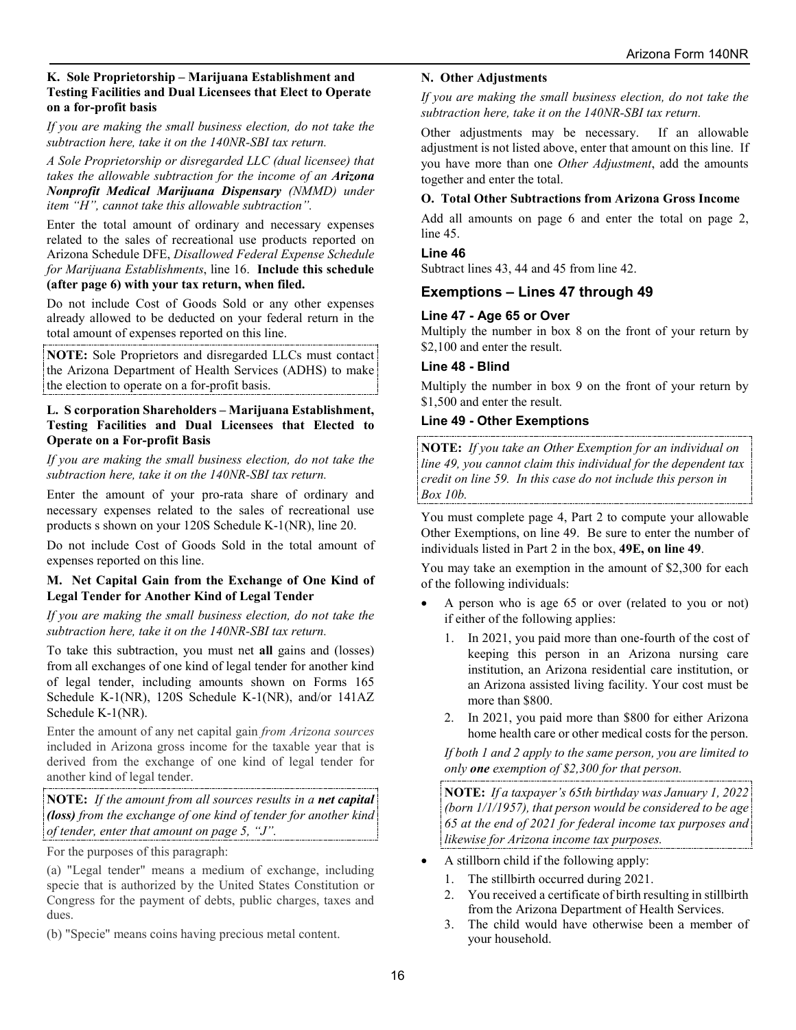**K. Sole Proprietorship – Marijuana Establishment and Testing Facilities and Dual Licensees that Elect to Operate on a for-profit basis**

*If you are making the small business election, do not take the subtraction here, take it on the 140NR-SBI tax return.*

*A Sole Proprietorship or disregarded LLC (dual licensee) that takes the allowable subtraction for the income of an **Arizona Nonprofit Medical Marijuana Dispensary** (NMMD) under item "H", cannot take this allowable subtraction".*

Enter the total amount of ordinary and necessary expenses related to the sales of recreational use products reported on Arizona Schedule DFE, *Disallowed Federal Expense Schedule for Marijuana Establishments*, line 16. **Include this schedule (after page 6) with your tax return, when filed.**

Do not include Cost of Goods Sold or any other expenses already allowed to be deducted on your federal return in the total amount of expenses reported on this line.

**NOTE:** Sole Proprietors and disregarded LLCs must contact the Arizona Department of Health Services (ADHS) to make the election to operate on a for-profit basis.

**L. S corporation Shareholders – Marijuana Establishment, Testing Facilities and Dual Licensees that Elected to Operate on a For-profit Basis**

*If you are making the small business election, do not take the subtraction here, take it on the 140NR-SBI tax return.*

Enter the amount of your pro-rata share of ordinary and necessary expenses related to the sales of recreational use products s shown on your 120S Schedule K-1(NR), line 20.

Do not include Cost of Goods Sold in the total amount of expenses reported on this line.

**M. Net Capital Gain from the Exchange of One Kind of Legal Tender for Another Kind of Legal Tender**

*If you are making the small business election, do not take the subtraction here, take it on the 140NR-SBI tax return.*

To take this subtraction, you must net **all** gains and (losses) from all exchanges of one kind of legal tender for another kind of legal tender, including amounts shown on Forms 165 Schedule K-1(NR), 120S Schedule K-1(NR), and/or 141AZ Schedule K-1(NR).

Enter the amount of any net capital gain *from Arizona sources* included in Arizona gross income for the taxable year that is derived from the exchange of one kind of legal tender for another kind of legal tender.

**NOTE:** *If the amount from all sources results in a **net capital (loss)** from the exchange of one kind of tender for another kind of tender, enter that amount on page 5, "J".*

For the purposes of this paragraph:

(a) "Legal tender" means a medium of exchange, including specie that is authorized by the United States Constitution or Congress for the payment of debts, public charges, taxes and dues.

(b) "Specie" means coins having precious metal content.

**N. Other Adjustments**

*If you are making the small business election, do not take the subtraction here, take it on the 140NR-SBI tax return.*

Other adjustments may be necessary. If an allowable adjustment is not listed above, enter that amount on this line. If you have more than one *Other Adjustment*, add the amounts together and enter the total.

**O. Total Other Subtractions from Arizona Gross Income**

Add all amounts on page 6 and enter the total on page 2, line 45.

### Line 46

Subtract lines 43, 44 and 45 from line 42.

## Exemptions – Lines 47 through 49

### Line 47 - Age 65 or Over

Multiply the number in box 8 on the front of your return by $2,100 and enter the result.

### Line 48 - Blind

Multiply the number in box 9 on the front of your return by $1,500 and enter the result.

### Line 49 - Other Exemptions

**NOTE:** *If you take an Other Exemption for an individual on line 49, you cannot claim this individual for the dependent tax credit on line 59. In this case do not include this person in Box 10b.*

You must complete page 4, Part 2 to compute your allowable Other Exemptions, on line 49. Be sure to enter the number of individuals listed in Part 2 in the box, **49E, on line 49**.

You may take an exemption in the amount of $2,300 for each of the following individuals:

- A person who is age 65 or over (related to you or not) if either of the following applies:
  1. In 2021, you paid more than one-fourth of the cost of keeping this person in an Arizona nursing care institution, an Arizona residential care institution, or an Arizona assisted living facility. Your cost must be more than $800.
  2. In 2021, you paid more than $800 for either Arizona home health care or other medical costs for the person.

  *If both 1 and 2 apply to the same person, you are limited to only **one** exemption of $2,300 for that person.*

  **NOTE:** *If a taxpayer's 65th birthday was January 1, 2022 (born 1/1/1957), that person would be considered to be age 65 at the end of 2021 for federal income tax purposes and likewise for Arizona income tax purposes.*

- A stillborn child if the following apply:
  1. The stillbirth occurred during 2021.
  2. You received a certificate of birth resulting in stillbirth from the Arizona Department of Health Services.
  3. The child would have otherwise been a member of your household.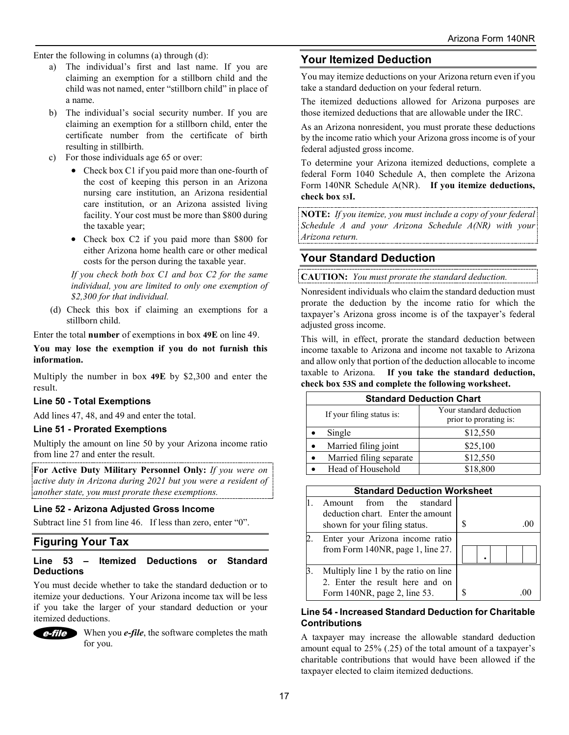Enter the following in columns (a) through (d):

a) The individual's first and last name. If you are claiming an exemption for a stillborn child and the child was not named, enter "stillborn child" in place of a name.
b) The individual's social security number. If you are claiming an exemption for a stillborn child, enter the certificate number from the certificate of birth resulting in stillbirth.
c) For those individuals age 65 or over:
   - Check box C1 if you paid more than one-fourth of the cost of keeping this person in an Arizona nursing care institution, an Arizona residential care institution, or an Arizona assisted living facility. Your cost must be more than $800 during the taxable year;
   - Check box C2 if you paid more than $800 for either Arizona home health care or other medical costs for the person during the taxable year.

   *If you check both box C1 and box C2 for the same individual, you are limited to only one exemption of $2,300 for that individual.*
d) Check this box if claiming an exemptions for a stillborn child.

Enter the total **number** of exemptions in box **49E** on line 49.

**You may lose the exemption if you do not furnish this information.**

Multiply the number in box **49E** by $2,300 and enter the result.

### Line 50 - Total Exemptions

Add lines 47, 48, and 49 and enter the total.

### Line 51 - Prorated Exemptions

Multiply the amount on line 50 by your Arizona income ratio from line 27 and enter the result.

**For Active Duty Military Personnel Only:** *If you were on active duty in Arizona during 2021 but you were a resident of another state, you must prorate these exemptions.*

### Line 52 - Arizona Adjusted Gross Income

Subtract line 51 from line 46. If less than zero, enter "0".

## Figuring Your Tax

### Line 53 – Itemized Deductions or Standard Deductions

You must decide whether to take the standard deduction or to itemize your deductions. Your Arizona income tax will be less if you take the larger of your standard deduction or your itemized deductions.

***e-file*** When you ***e-file***, the software completes the math for you.

## Your Itemized Deduction

You may itemize deductions on your Arizona return even if you take a standard deduction on your federal return.

The itemized deductions allowed for Arizona purposes are those itemized deductions that are allowable under the IRC.

As an Arizona nonresident, you must prorate these deductions by the income ratio which your Arizona gross income is of your federal adjusted gross income.

To determine your Arizona itemized deductions, complete a federal Form 1040 Schedule A, then complete the Arizona Form 140NR Schedule A(NR). **If you itemize deductions, check box 53I.**

**NOTE:** *If you itemize, you must include a copy of your federal Schedule A and your Arizona Schedule A(NR) with your Arizona return.*

## Your Standard Deduction

**CAUTION:** *You must prorate the standard deduction.*

Nonresident individuals who claim the standard deduction must prorate the deduction by the income ratio for which the taxpayer's Arizona gross income is of the taxpayer's federal adjusted gross income.

This will, in effect, prorate the standard deduction between income taxable to Arizona and income not taxable to Arizona and allow only that portion of the deduction allocable to income taxable to Arizona. **If you take the standard deduction, check box 53S and complete the following worksheet.**

| Standard Deduction Chart | |
|---|---|
| If your filing status is: | Your standard deduction prior to prorating is: |
| • Single | $12,550 |
| • Married filing joint | $25,100 |
| • Married filing separate | $12,550 |
| • Head of Household | $18,800 |

| Standard Deduction Worksheet | |
|---|---|
| 1. Amount from the standard deduction chart. Enter the amount shown for your filing status. | $ .00 |
| 2. Enter your Arizona income ratio from Form 140NR, page 1, line 27. | . |
| 3. Multiply line 1 by the ratio on line 2. Enter the result here and on Form 140NR, page 2, line 53. | $ .00 |

### Line 54 - Increased Standard Deduction for Charitable Contributions

A taxpayer may increase the allowable standard deduction amount equal to 25% (.25) of the total amount of a taxpayer's charitable contributions that would have been allowed if the taxpayer elected to claim itemized deductions.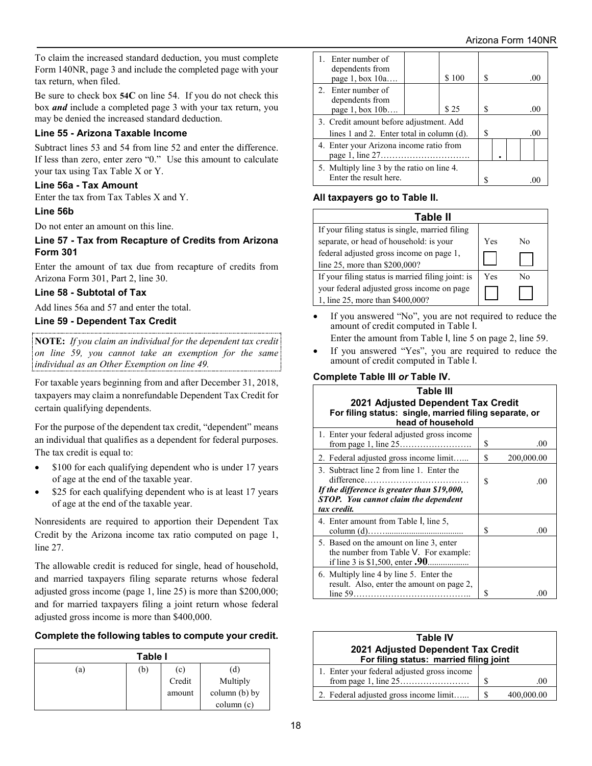To claim the increased standard deduction, you must complete Form 140NR, page 3 and include the completed page with your tax return, when filed.

Be sure to check box **54C** on line 54. If you do not check this box ***and*** include a completed page 3 with your tax return, you may be denied the increased standard deduction.

### Line 55 - Arizona Taxable Income

Subtract lines 53 and 54 from line 52 and enter the difference. If less than zero, enter zero "0." Use this amount to calculate your tax using Tax Table X or Y.

### Line 56a - Tax Amount

Enter the tax from Tax Tables X and Y.

### Line 56b

Do not enter an amount on this line.

### Line 57 - Tax from Recapture of Credits from Arizona Form 301

Enter the amount of tax due from recapture of credits from Arizona Form 301, Part 2, line 30.

### Line 58 - Subtotal of Tax

Add lines 56a and 57 and enter the total.

### Line 59 - Dependent Tax Credit

**NOTE:** *If you claim an individual for the dependent tax credit on line 59, you cannot take an exemption for the same individual as an Other Exemption on line 49.*

For taxable years beginning from and after December 31, 2018, taxpayers may claim a nonrefundable Dependent Tax Credit for certain qualifying dependents.

For the purpose of the dependent tax credit, "dependent" means an individual that qualifies as a dependent for federal purposes. The tax credit is equal to:

- $100 for each qualifying dependent who is under 17 years of age at the end of the taxable year.
- $25 for each qualifying dependent who is at least 17 years of age at the end of the taxable year.

Nonresidents are required to apportion their Dependent Tax Credit by the Arizona income tax ratio computed on page 1, line 27.

The allowable credit is reduced for single, head of household, and married taxpayers filing separate returns whose federal adjusted gross income (page 1, line 25) is more than $200,000; and for married taxpayers filing a joint return whose federal adjusted gross income is more than $400,000.

#### Complete the following tables to compute your credit.

**Table I**

| (a) | (b) | (c) Credit amount | (d) Multiply column (b) by column (c) |
|---|---|---|---|
| 1. Enter number of dependents from page 1, box 10a…. | | $ 100 | $ .00 |
| 2. Enter number of dependents from page 1, box 10b…. | | $ 25 | $ .00 |
| 3. Credit amount before adjustment. Add lines 1 and 2. Enter total in column (d). | | | $ .00 |
| 4. Enter your Arizona income ratio from page 1, line 27……………………………. | | | . |
| 5. Multiply line 3 by the ratio on line 4. Enter the result here. | | | $ .00 |

#### All taxpayers go to Table II.

**Table II**

| | Yes | No |
|---|---|---|
| If your filing status is single, married filing separate, or head of household: is your federal adjusted gross income on page 1, line 25, more than $200,000? | ☐ | ☐ |
| If your filing status is married filing joint: is your federal adjusted gross income on page 1, line 25, more than $400,000? | ☐ | ☐ |

- If you answered "No", you are not required to reduce the amount of credit computed in Table I.
  Enter the amount from Table I, line 5 on page 2, line 59.
- If you answered "Yes", you are required to reduce the amount of credit computed in Table I.

#### Complete Table III *or* Table IV.

**Table III**
**2021 Adjusted Dependent Tax Credit**
**For filing status: single, married filing separate, or head of household**

| | |
|---|---|
| 1. Enter your federal adjusted gross income from page 1, line 25……………………. | $ .00 |
| 2. Federal adjusted gross income limit…... | $ 200,000.00 |
| 3. Subtract line 2 from line 1. Enter the difference……………………………… ***If the difference is greater than $19,000, STOP. You cannot claim the dependent tax credit.*** | $ .00 |
| 4. Enter amount from Table I, line 5, column (d)……................................... | $ .00 |
| 5. Based on the amount on line 3, enter the number from Table V. For example: if line 3 is $1,500, enter **.90**.................. | |
| 6. Multiply line 4 by line 5. Enter the result. Also, enter the amount on page 2, line 59………………………………….. | $ .00 |

**Table IV**
**2021 Adjusted Dependent Tax Credit**
**For filing status: married filing joint**

| | |
|---|---|
| 1. Enter your federal adjusted gross income from page 1, line 25…………………… | $ .00 |
| 2. Federal adjusted gross income limit…... | $ 400,000.00 |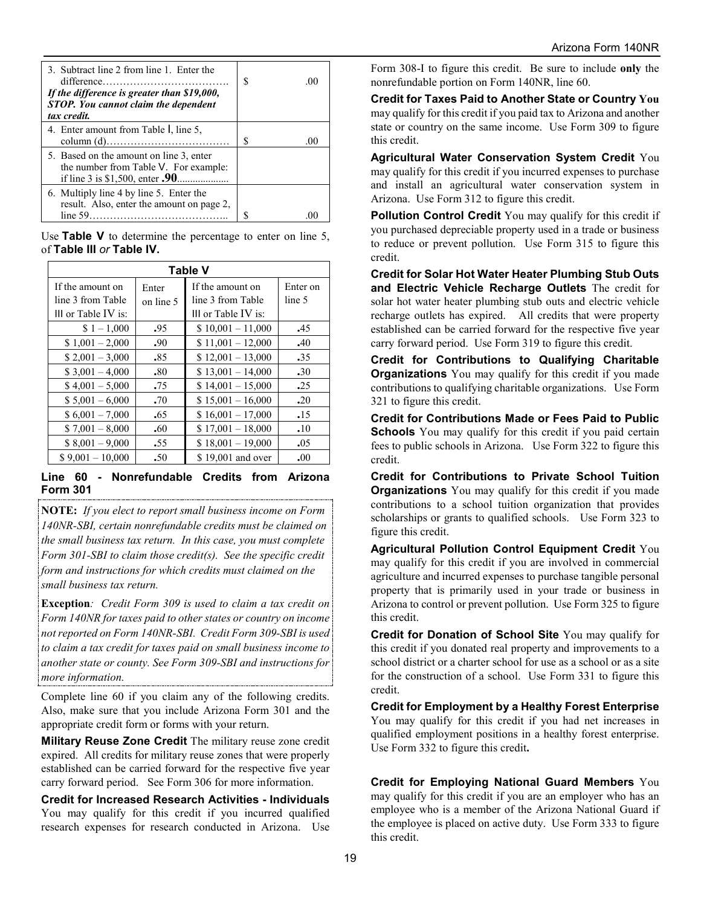| | |
|---|---|
| 3. Subtract line 2 from line 1. Enter the difference………………………………. *If the difference is greater than $19,000, STOP. You cannot claim the dependent tax credit.* | $ .00 |
| 4. Enter amount from Table I, line 5, column (d)……………………………… | $ .00 |
| 5. Based on the amount on line 3, enter the number from Table V. For example: if line 3 is $1,500, enter **.90**.................... | |
| 6. Multiply line 4 by line 5. Enter the result. Also, enter the amount on page 2, line 59………………………………….. | $ .00 |

Use **Table V** to determine the percentage to enter on line 5, of **Table III** *or* **Table IV.**

**Table V**

| If the amount on line 3 from Table III or Table IV is: | Enter on line 5 | If the amount on line 3 from Table III or Table IV is: | Enter on line 5 |
|---|---|---|---|
| $ 1 – 1,000 | **.**95 | $ 10,001 – 11,000 | **.**45 |
| $ 1,001 – 2,000 | **.**90 | $ 11,001 – 12,000 | **.**40 |
| $ 2,001 – 3,000 | **.**85 | $ 12,001 – 13,000 | **.**35 |
| $ 3,001 – 4,000 | **.**80 | $ 13,001 – 14,000 | **.**30 |
| $ 4,001 – 5,000 | **.**75 | $ 14,001 – 15,000 | **.**25 |
| $ 5,001 – 6,000 | **.**70 | $ 15,001 – 16,000 | **.**20 |
| $ 6,001 – 7,000 | **.**65 | $ 16,001 – 17,000 | **.**15 |
| $ 7,001 – 8,000 | **.**60 | $ 17,001 – 18,000 | **.**10 |
| $ 8,001 – 9,000 | **.**55 | $ 18,001 – 19,000 | **.**05 |
| $ 9,001 – 10,000 | **.**50 | $ 19,001 and over | **.**00 |

### Line 60 - Nonrefundable Credits from Arizona Form 301

**NOTE:** *If you elect to report small business income on Form 140NR-SBI, certain nonrefundable credits must be claimed on the small business tax return. In this case, you must complete Form 301-SBI to claim those credit(s). See the specific credit form and instructions for which credits must claimed on the small business tax return.*

**Exception***: Credit Form 309 is used to claim a tax credit on Form 140NR for taxes paid to other states or country on income not reported on Form 140NR-SBI. Credit Form 309-SBI is used to claim a tax credit for taxes paid on small business income to another state or county. See Form 309-SBI and instructions for more information.*

Complete line 60 if you claim any of the following credits. Also, make sure that you include Arizona Form 301 and the appropriate credit form or forms with your return.

**Military Reuse Zone Credit** The military reuse zone credit expired. All credits for military reuse zones that were properly established can be carried forward for the respective five year carry forward period. See Form 306 for more information.

**Credit for Increased Research Activities - Individuals** You may qualify for this credit if you incurred qualified research expenses for research conducted in Arizona. Use Form 308-I to figure this credit. Be sure to include **only** the nonrefundable portion on Form 140NR, line 60.

**Credit for Taxes Paid to Another State or Country** You may qualify for this credit if you paid tax to Arizona and another state or country on the same income. Use Form 309 to figure this credit.

**Agricultural Water Conservation System Credit** You may qualify for this credit if you incurred expenses to purchase and install an agricultural water conservation system in Arizona. Use Form 312 to figure this credit.

**Pollution Control Credit** You may qualify for this credit if you purchased depreciable property used in a trade or business to reduce or prevent pollution. Use Form 315 to figure this credit.

**Credit for Solar Hot Water Heater Plumbing Stub Outs and Electric Vehicle Recharge Outlets** The credit for solar hot water heater plumbing stub outs and electric vehicle recharge outlets has expired. All credits that were property established can be carried forward for the respective five year carry forward period. Use Form 319 to figure this credit.

**Credit for Contributions to Qualifying Charitable Organizations** You may qualify for this credit if you made contributions to qualifying charitable organizations. Use Form 321 to figure this credit.

**Credit for Contributions Made or Fees Paid to Public Schools** You may qualify for this credit if you paid certain fees to public schools in Arizona. Use Form 322 to figure this credit.

**Credit for Contributions to Private School Tuition Organizations** You may qualify for this credit if you made contributions to a school tuition organization that provides scholarships or grants to qualified schools. Use Form 323 to figure this credit.

**Agricultural Pollution Control Equipment Credit** You may qualify for this credit if you are involved in commercial agriculture and incurred expenses to purchase tangible personal property that is primarily used in your trade or business in Arizona to control or prevent pollution. Use Form 325 to figure this credit.

**Credit for Donation of School Site** You may qualify for this credit if you donated real property and improvements to a school district or a charter school for use as a school or as a site for the construction of a school. Use Form 331 to figure this credit.

**Credit for Employment by a Healthy Forest Enterprise** You may qualify for this credit if you had net increases in qualified employment positions in a healthy forest enterprise. Use Form 332 to figure this credit**.**

**Credit for Employing National Guard Members** You may qualify for this credit if you are an employer who has an employee who is a member of the Arizona National Guard if the employee is placed on active duty. Use Form 333 to figure this credit.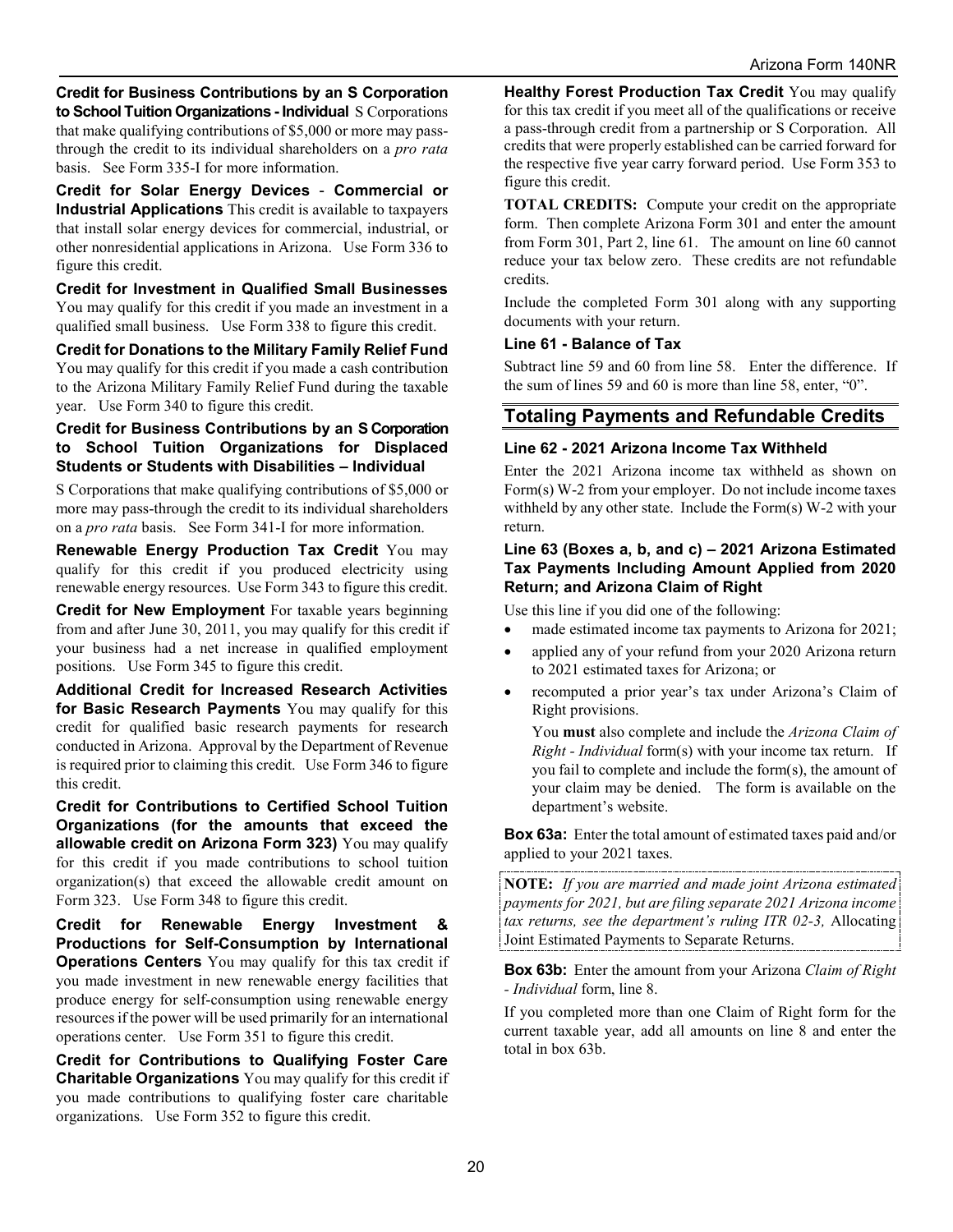**Credit for Business Contributions by an S Corporation to School Tuition Organizations - Individual** S Corporations that make qualifying contributions of $5,000 or more may pass-through the credit to its individual shareholders on a *pro rata* basis. See Form 335-I for more information.

**Credit for Solar Energy Devices - Commercial or Industrial Applications** This credit is available to taxpayers that install solar energy devices for commercial, industrial, or other nonresidential applications in Arizona. Use Form 336 to figure this credit.

**Credit for Investment in Qualified Small Businesses** You may qualify for this credit if you made an investment in a qualified small business. Use Form 338 to figure this credit.

**Credit for Donations to the Military Family Relief Fund** You may qualify for this credit if you made a cash contribution to the Arizona Military Family Relief Fund during the taxable year. Use Form 340 to figure this credit.

**Credit for Business Contributions by an S Corporation to School Tuition Organizations for Displaced Students or Students with Disabilities – Individual**

S Corporations that make qualifying contributions of $5,000 or more may pass-through the credit to its individual shareholders on a *pro rata* basis. See Form 341-I for more information.

**Renewable Energy Production Tax Credit** You may qualify for this credit if you produced electricity using renewable energy resources. Use Form 343 to figure this credit.

**Credit for New Employment** For taxable years beginning from and after June 30, 2011, you may qualify for this credit if your business had a net increase in qualified employment positions. Use Form 345 to figure this credit.

**Additional Credit for Increased Research Activities for Basic Research Payments** You may qualify for this credit for qualified basic research payments for research conducted in Arizona. Approval by the Department of Revenue is required prior to claiming this credit. Use Form 346 to figure this credit.

**Credit for Contributions to Certified School Tuition Organizations (for the amounts that exceed the allowable credit on Arizona Form 323)** You may qualify for this credit if you made contributions to school tuition organization(s) that exceed the allowable credit amount on Form 323. Use Form 348 to figure this credit.

**Credit for Renewable Energy Investment & Productions for Self-Consumption by International Operations Centers** You may qualify for this tax credit if you made investment in new renewable energy facilities that produce energy for self-consumption using renewable energy resources if the power will be used primarily for an international operations center. Use Form 351 to figure this credit.

**Credit for Contributions to Qualifying Foster Care Charitable Organizations** You may qualify for this credit if you made contributions to qualifying foster care charitable organizations. Use Form 352 to figure this credit.

**Healthy Forest Production Tax Credit** You may qualify for this tax credit if you meet all of the qualifications or receive a pass-through credit from a partnership or S Corporation. All credits that were properly established can be carried forward for the respective five year carry forward period. Use Form 353 to figure this credit.

**TOTAL CREDITS:** Compute your credit on the appropriate form. Then complete Arizona Form 301 and enter the amount from Form 301, Part 2, line 61. The amount on line 60 cannot reduce your tax below zero. These credits are not refundable credits.

Include the completed Form 301 along with any supporting documents with your return.

### Line 61 - Balance of Tax

Subtract line 59 and 60 from line 58. Enter the difference. If the sum of lines 59 and 60 is more than line 58, enter, "0".

## Totaling Payments and Refundable Credits

### Line 62 - 2021 Arizona Income Tax Withheld

Enter the 2021 Arizona income tax withheld as shown on Form(s) W-2 from your employer. Do not include income taxes withheld by any other state. Include the Form(s) W-2 with your return.

### Line 63 (Boxes a, b, and c) – 2021 Arizona Estimated Tax Payments Including Amount Applied from 2020 Return; and Arizona Claim of Right

Use this line if you did one of the following:

- made estimated income tax payments to Arizona for 2021;
- applied any of your refund from your 2020 Arizona return to 2021 estimated taxes for Arizona; or
- recomputed a prior year's tax under Arizona's Claim of Right provisions.

  You **must** also complete and include the *Arizona Claim of Right - Individual* form(s) with your income tax return. If you fail to complete and include the form(s), the amount of your claim may be denied. The form is available on the department's website.

**Box 63a:** Enter the total amount of estimated taxes paid and/or applied to your 2021 taxes.

**NOTE:** *If you are married and made joint Arizona estimated payments for 2021, but are filing separate 2021 Arizona income tax returns, see the department's ruling ITR 02-3,* Allocating Joint Estimated Payments to Separate Returns.

**Box 63b:** Enter the amount from your Arizona *Claim of Right - Individual* form, line 8.

If you completed more than one Claim of Right form for the current taxable year, add all amounts on line 8 and enter the total in box 63b.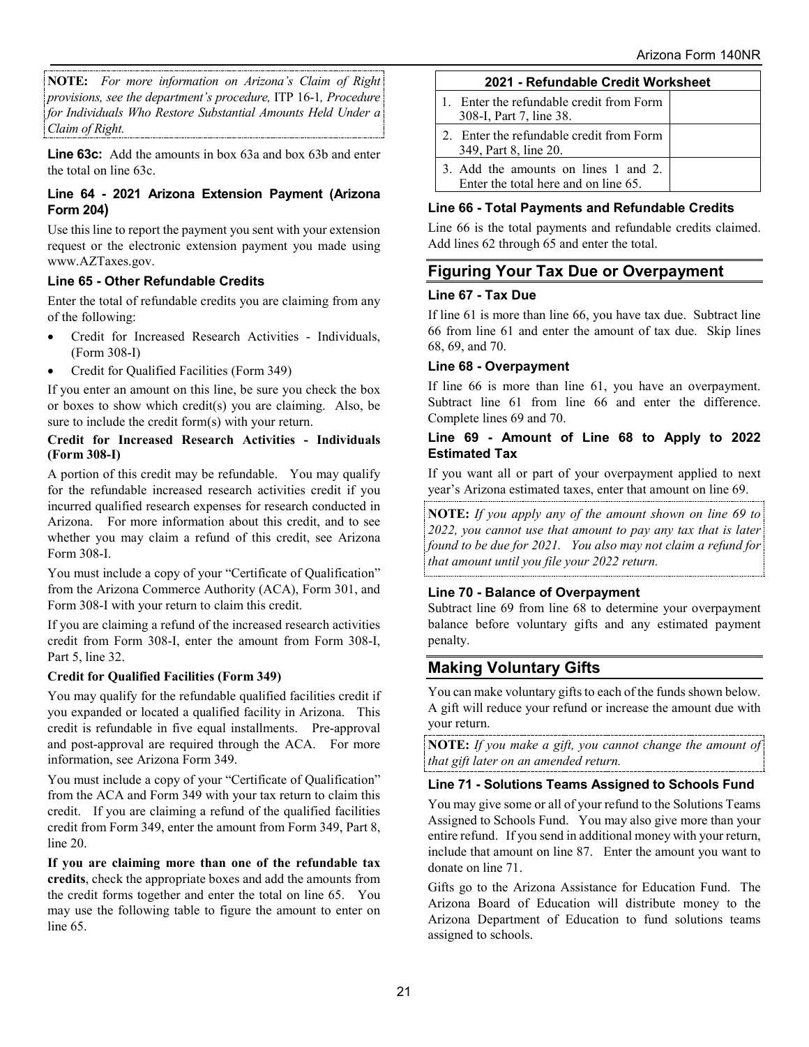**NOTE:** *For more information on Arizona's Claim of Right provisions, see the department's procedure,* ITP 16-1*, Procedure for Individuals Who Restore Substantial Amounts Held Under a Claim of Right.*

**Line 63c:** Add the amounts in box 63a and box 63b and enter the total on line 63c.

### Line 64 - 2021 Arizona Extension Payment (Arizona Form 204)

Use this line to report the payment you sent with your extension request or the electronic extension payment you made using www.AZTaxes.gov.

### Line 65 - Other Refundable Credits

Enter the total of refundable credits you are claiming from any of the following:

- Credit for Increased Research Activities - Individuals, (Form 308-I)
- Credit for Qualified Facilities (Form 349)

If you enter an amount on this line, be sure you check the box or boxes to show which credit(s) you are claiming. Also, be sure to include the credit form(s) with your return.

**Credit for Increased Research Activities - Individuals (Form 308-I)**

A portion of this credit may be refundable. You may qualify for the refundable increased research activities credit if you incurred qualified research expenses for research conducted in Arizona. For more information about this credit, and to see whether you may claim a refund of this credit, see Arizona Form 308-I.

You must include a copy of your "Certificate of Qualification" from the Arizona Commerce Authority (ACA), Form 301, and Form 308-I with your return to claim this credit.

If you are claiming a refund of the increased research activities credit from Form 308-I, enter the amount from Form 308-I, Part 5, line 32.

**Credit for Qualified Facilities (Form 349)**

You may qualify for the refundable qualified facilities credit if you expanded or located a qualified facility in Arizona. This credit is refundable in five equal installments. Pre-approval and post-approval are required through the ACA. For more information, see Arizona Form 349.

You must include a copy of your "Certificate of Qualification" from the ACA and Form 349 with your tax return to claim this credit. If you are claiming a refund of the qualified facilities credit from Form 349, enter the amount from Form 349, Part 8, line 20.

**If you are claiming more than one of the refundable tax credits**, check the appropriate boxes and add the amounts from the credit forms together and enter the total on line 65. You may use the following table to figure the amount to enter on line 65.

| 2021 - Refundable Credit Worksheet | |
|---|---|
| 1. Enter the refundable credit from Form 308-I, Part 7, line 38. | |
| 2. Enter the refundable credit from Form 349, Part 8, line 20. | |
| 3. Add the amounts on lines 1 and 2. Enter the total here and on line 65. | |

### Line 66 - Total Payments and Refundable Credits

Line 66 is the total payments and refundable credits claimed. Add lines 62 through 65 and enter the total.

## Figuring Your Tax Due or Overpayment

### Line 67 - Tax Due

If line 61 is more than line 66, you have tax due. Subtract line 66 from line 61 and enter the amount of tax due. Skip lines 68, 69, and 70.

### Line 68 - Overpayment

If line 66 is more than line 61, you have an overpayment. Subtract line 61 from line 66 and enter the difference. Complete lines 69 and 70.

### Line 69 - Amount of Line 68 to Apply to 2022 Estimated Tax

If you want all or part of your overpayment applied to next year's Arizona estimated taxes, enter that amount on line 69.

**NOTE:** *If you apply any of the amount shown on line 69 to 2022, you cannot use that amount to pay any tax that is later found to be due for 2021. You also may not claim a refund for that amount until you file your 2022 return.*

### Line 70 - Balance of Overpayment

Subtract line 69 from line 68 to determine your overpayment balance before voluntary gifts and any estimated payment penalty.

## Making Voluntary Gifts

You can make voluntary gifts to each of the funds shown below. A gift will reduce your refund or increase the amount due with your return.

**NOTE:** *If you make a gift, you cannot change the amount of that gift later on an amended return.*

### Line 71 - Solutions Teams Assigned to Schools Fund

You may give some or all of your refund to the Solutions Teams Assigned to Schools Fund. You may also give more than your entire refund. If you send in additional money with your return, include that amount on line 87. Enter the amount you want to donate on line 71.

Gifts go to the Arizona Assistance for Education Fund. The Arizona Board of Education will distribute money to the Arizona Department of Education to fund solutions teams assigned to schools.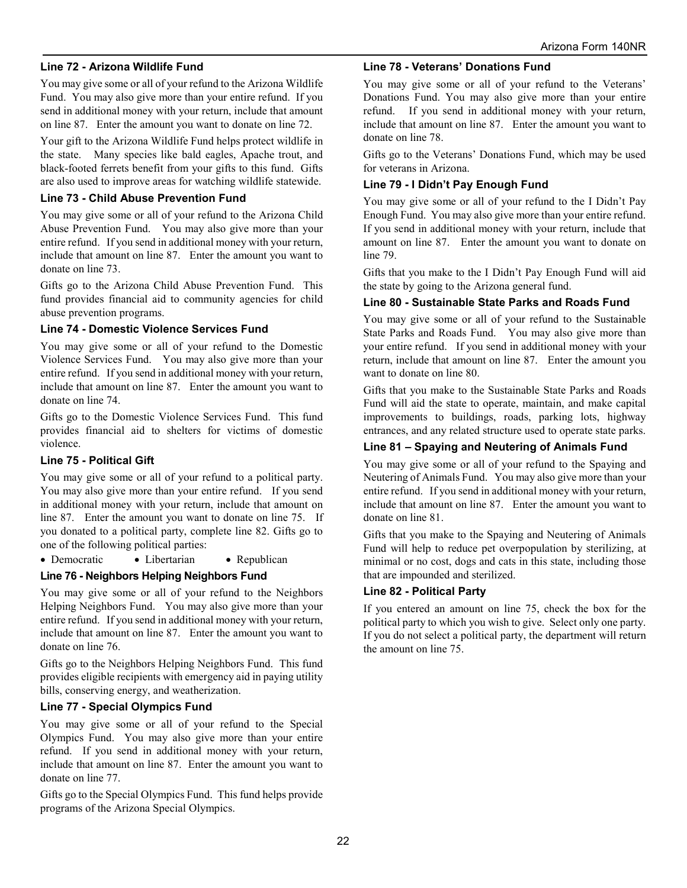### Line 72 - Arizona Wildlife Fund

You may give some or all of your refund to the Arizona Wildlife Fund. You may also give more than your entire refund. If you send in additional money with your return, include that amount on line 87. Enter the amount you want to donate on line 72.

Your gift to the Arizona Wildlife Fund helps protect wildlife in the state. Many species like bald eagles, Apache trout, and black-footed ferrets benefit from your gifts to this fund. Gifts are also used to improve areas for watching wildlife statewide.

### Line 73 - Child Abuse Prevention Fund

You may give some or all of your refund to the Arizona Child Abuse Prevention Fund. You may also give more than your entire refund. If you send in additional money with your return, include that amount on line 87. Enter the amount you want to donate on line 73.

Gifts go to the Arizona Child Abuse Prevention Fund. This fund provides financial aid to community agencies for child abuse prevention programs.

### Line 74 - Domestic Violence Services Fund

You may give some or all of your refund to the Domestic Violence Services Fund. You may also give more than your entire refund. If you send in additional money with your return, include that amount on line 87. Enter the amount you want to donate on line 74.

Gifts go to the Domestic Violence Services Fund. This fund provides financial aid to shelters for victims of domestic violence.

### Line 75 - Political Gift

You may give some or all of your refund to a political party. You may also give more than your entire refund. If you send in additional money with your return, include that amount on line 87. Enter the amount you want to donate on line 75. If you donated to a political party, complete line 82. Gifts go to one of the following political parties:

- Democratic
- Libertarian
- Republican

### Line 76 - Neighbors Helping Neighbors Fund

You may give some or all of your refund to the Neighbors Helping Neighbors Fund. You may also give more than your entire refund. If you send in additional money with your return, include that amount on line 87. Enter the amount you want to donate on line 76.

Gifts go to the Neighbors Helping Neighbors Fund. This fund provides eligible recipients with emergency aid in paying utility bills, conserving energy, and weatherization.

### Line 77 - Special Olympics Fund

You may give some or all of your refund to the Special Olympics Fund. You may also give more than your entire refund. If you send in additional money with your return, include that amount on line 87. Enter the amount you want to donate on line 77.

Gifts go to the Special Olympics Fund. This fund helps provide programs of the Arizona Special Olympics.

### Line 78 - Veterans' Donations Fund

You may give some or all of your refund to the Veterans' Donations Fund. You may also give more than your entire refund. If you send in additional money with your return, include that amount on line 87. Enter the amount you want to donate on line 78.

Gifts go to the Veterans' Donations Fund, which may be used for veterans in Arizona.

### Line 79 - I Didn't Pay Enough Fund

You may give some or all of your refund to the I Didn't Pay Enough Fund. You may also give more than your entire refund. If you send in additional money with your return, include that amount on line 87. Enter the amount you want to donate on line 79.

Gifts that you make to the I Didn't Pay Enough Fund will aid the state by going to the Arizona general fund.

### Line 80 - Sustainable State Parks and Roads Fund

You may give some or all of your refund to the Sustainable State Parks and Roads Fund. You may also give more than your entire refund. If you send in additional money with your return, include that amount on line 87. Enter the amount you want to donate on line 80.

Gifts that you make to the Sustainable State Parks and Roads Fund will aid the state to operate, maintain, and make capital improvements to buildings, roads, parking lots, highway entrances, and any related structure used to operate state parks.

### Line 81 – Spaying and Neutering of Animals Fund

You may give some or all of your refund to the Spaying and Neutering of Animals Fund. You may also give more than your entire refund. If you send in additional money with your return, include that amount on line 87. Enter the amount you want to donate on line 81.

Gifts that you make to the Spaying and Neutering of Animals Fund will help to reduce pet overpopulation by sterilizing, at minimal or no cost, dogs and cats in this state, including those that are impounded and sterilized.

### Line 82 - Political Party

If you entered an amount on line 75, check the box for the political party to which you wish to give. Select only one party. If you do not select a political party, the department will return the amount on line 75.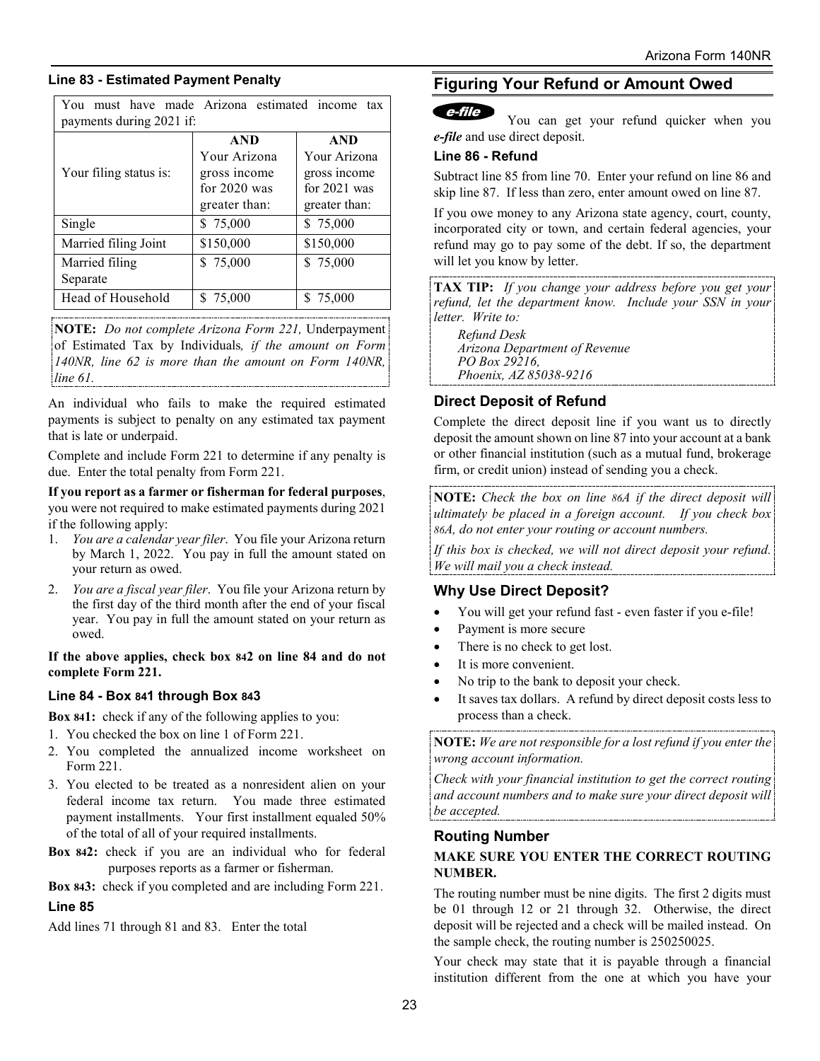### Line 83 - Estimated Payment Penalty

| You must have made Arizona estimated income tax payments during 2021 if: | | |
|---|---|---|
| Your filing status is: | **AND** Your Arizona gross income for 2020 was greater than: | **AND** Your Arizona gross income for 2021 was greater than: |
| Single | $ 75,000 | $ 75,000 |
| Married filing Joint | $150,000 | $150,000 |
| Married filing Separate | $ 75,000 | $ 75,000 |
| Head of Household | $ 75,000 | $ 75,000 |

**NOTE:** *Do not complete Arizona Form 221,* Underpayment of Estimated Tax by Individuals*, if the amount on Form 140NR, line 62 is more than the amount on Form 140NR, line 61.*

An individual who fails to make the required estimated payments is subject to penalty on any estimated tax payment that is late or underpaid.

Complete and include Form 221 to determine if any penalty is due. Enter the total penalty from Form 221.

**If you report as a farmer or fisherman for federal purposes**, you were not required to make estimated payments during 2021 if the following apply:

1. *You are a calendar year filer*. You file your Arizona return by March 1, 2022. You pay in full the amount stated on your return as owed.
2. *You are a fiscal year filer*. You file your Arizona return by the first day of the third month after the end of your fiscal year. You pay in full the amount stated on your return as owed.

**If the above applies, check box 842 on line 84 and do not complete Form 221.**

### Line 84 - Box 841 through Box 843

**Box 841:** check if any of the following applies to you:

1. You checked the box on line 1 of Form 221.
2. You completed the annualized income worksheet on Form 221.
3. You elected to be treated as a nonresident alien on your federal income tax return. You made three estimated payment installments. Your first installment equaled 50% of the total of all of your required installments.

**Box 842:** check if you are an individual who for federal purposes reports as a farmer or fisherman.

**Box 843:** check if you completed and are including Form 221.

### Line 85

Add lines 71 through 81 and 83. Enter the total

## Figuring Your Refund or Amount Owed

*e-file* You can get your refund quicker when you ***e-file*** and use direct deposit.

### Line 86 - Refund

Subtract line 85 from line 70. Enter your refund on line 86 and skip line 87. If less than zero, enter amount owed on line 87.

If you owe money to any Arizona state agency, court, county, incorporated city or town, and certain federal agencies, your refund may go to pay some of the debt. If so, the department will let you know by letter.

**TAX TIP:** *If you change your address before you get your refund, let the department know. Include your SSN in your letter. Write to:*

*Refund Desk*
*Arizona Department of Revenue*
*PO Box 29216,*
*Phoenix, AZ 85038-9216*

### Direct Deposit of Refund

Complete the direct deposit line if you want us to directly deposit the amount shown on line 87 into your account at a bank or other financial institution (such as a mutual fund, brokerage firm, or credit union) instead of sending you a check.

**NOTE:** *Check the box on line 86A if the direct deposit will ultimately be placed in a foreign account. If you check box 86A, do not enter your routing or account numbers.*

*If this box is checked, we will not direct deposit your refund. We will mail you a check instead.*

### Why Use Direct Deposit?

- You will get your refund fast - even faster if you e-file!
- Payment is more secure
- There is no check to get lost.
- It is more convenient.
- No trip to the bank to deposit your check.
- It saves tax dollars. A refund by direct deposit costs less to process than a check.

**NOTE:** *We are not responsible for a lost refund if you enter the wrong account information.*

*Check with your financial institution to get the correct routing and account numbers and to make sure your direct deposit will be accepted.*

### Routing Number

**MAKE SURE YOU ENTER THE CORRECT ROUTING NUMBER.**

The routing number must be nine digits. The first 2 digits must be 01 through 12 or 21 through 32. Otherwise, the direct deposit will be rejected and a check will be mailed instead. On the sample check, the routing number is 250250025.

Your check may state that it is payable through a financial institution different from the one at which you have your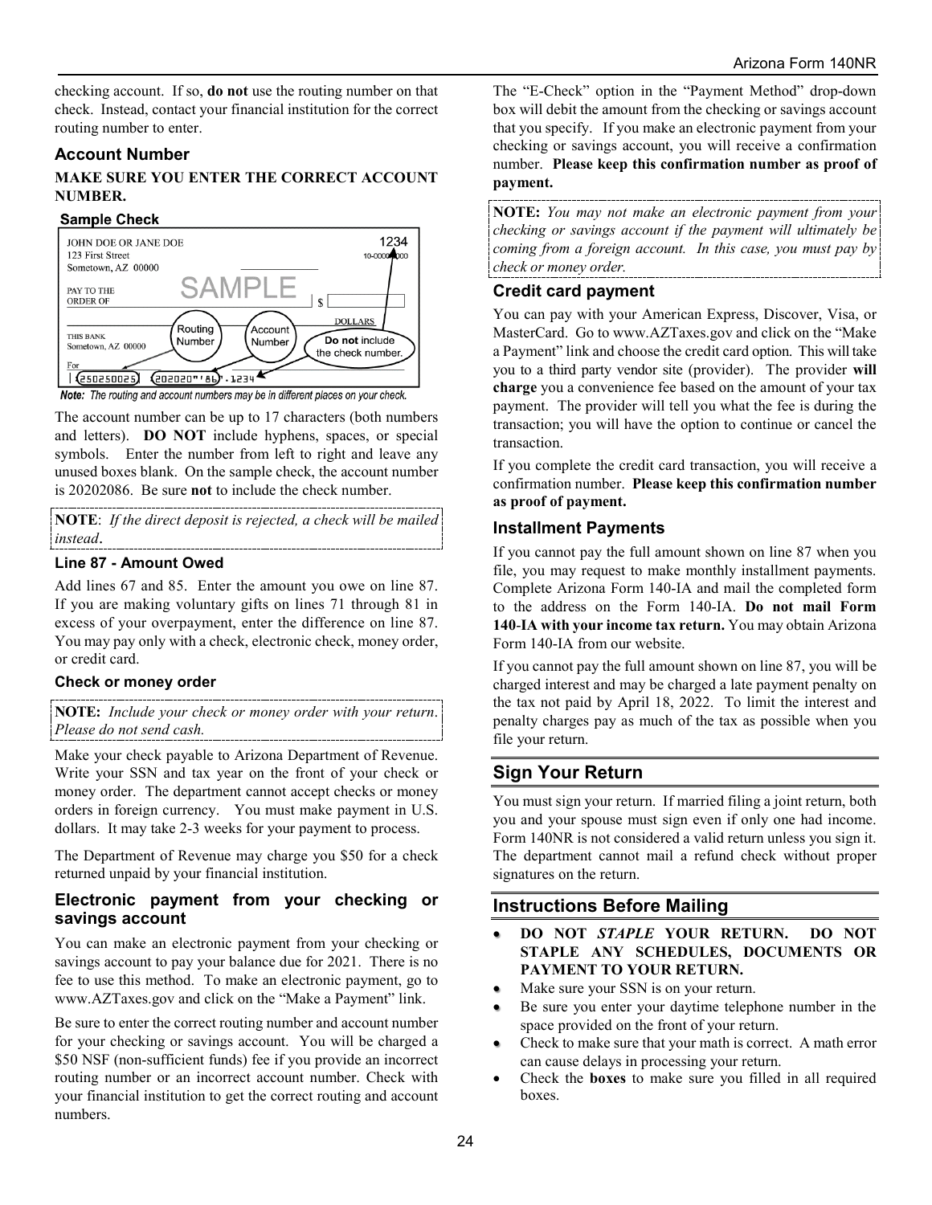checking account. If so, **do not** use the routing number on that check. Instead, contact your financial institution for the correct routing number to enter.

### Account Number

**MAKE SURE YOU ENTER THE CORRECT ACCOUNT NUMBER.**

**Sample Check**

JOHN DOE OR JANE DOE
123 First Street
Sometown, AZ 00000

1234
10-0000/0000

PAY TO THE ORDER OF

SAMPLE

$

DOLLARS

THIS BANK
Sometown, AZ 00000

For

Routing Number

Account Number

**Do not** include the check number.

250250025 | 20202086 | 1234

*Note: The routing and account numbers may be in different places on your check.*

The account number can be up to 17 characters (both numbers and letters). **DO NOT** include hyphens, spaces, or special symbols. Enter the number from left to right and leave any unused boxes blank. On the sample check, the account number is 20202086. Be sure **not** to include the check number.

**NOTE**: *If the direct deposit is rejected, a check will be mailed instead*.

### Line 87 - Amount Owed

Add lines 67 and 85. Enter the amount you owe on line 87. If you are making voluntary gifts on lines 71 through 81 in excess of your overpayment, enter the difference on line 87. You may pay only with a check, electronic check, money order, or credit card.

#### Check or money order

**NOTE:** *Include your check or money order with your return. Please do not send cash.*

Make your check payable to Arizona Department of Revenue. Write your SSN and tax year on the front of your check or money order. The department cannot accept checks or money orders in foreign currency. You must make payment in U.S. dollars. It may take 2-3 weeks for your payment to process.

The Department of Revenue may charge you $50 for a check returned unpaid by your financial institution.

### Electronic payment from your checking or savings account

You can make an electronic payment from your checking or savings account to pay your balance due for 2021. There is no fee to use this method. To make an electronic payment, go to www.AZTaxes.gov and click on the "Make a Payment" link.

Be sure to enter the correct routing number and account number for your checking or savings account. You will be charged a $50 NSF (non-sufficient funds) fee if you provide an incorrect routing number or an incorrect account number. Check with your financial institution to get the correct routing and account numbers.

The "E-Check" option in the "Payment Method" drop-down box will debit the amount from the checking or savings account that you specify. If you make an electronic payment from your checking or savings account, you will receive a confirmation number. **Please keep this confirmation number as proof of payment.**

**NOTE:** *You may not make an electronic payment from your checking or savings account if the payment will ultimately be coming from a foreign account. In this case, you must pay by check or money order.*

### Credit card payment

You can pay with your American Express, Discover, Visa, or MasterCard. Go to www.AZTaxes.gov and click on the "Make a Payment" link and choose the credit card option. This will take you to a third party vendor site (provider). The provider **will charge** you a convenience fee based on the amount of your tax payment. The provider will tell you what the fee is during the transaction; you will have the option to continue or cancel the transaction.

If you complete the credit card transaction, you will receive a confirmation number. **Please keep this confirmation number as proof of payment.**

### Installment Payments

If you cannot pay the full amount shown on line 87 when you file, you may request to make monthly installment payments. Complete Arizona Form 140-IA and mail the completed form to the address on the Form 140-IA. **Do not mail Form 140-IA with your income tax return.** You may obtain Arizona Form 140-IA from our website.

If you cannot pay the full amount shown on line 87, you will be charged interest and may be charged a late payment penalty on the tax not paid by April 18, 2022. To limit the interest and penalty charges pay as much of the tax as possible when you file your return.

## Sign Your Return

You must sign your return. If married filing a joint return, both you and your spouse must sign even if only one had income. Form 140NR is not considered a valid return unless you sign it. The department cannot mail a refund check without proper signatures on the return.

## Instructions Before Mailing

- **DO NOT *STAPLE* YOUR RETURN. DO NOT STAPLE ANY SCHEDULES, DOCUMENTS OR PAYMENT TO YOUR RETURN.**
- Make sure your SSN is on your return.
- Be sure you enter your daytime telephone number in the space provided on the front of your return.
- Check to make sure that your math is correct. A math error can cause delays in processing your return.
- Check the **boxes** to make sure you filled in all required boxes.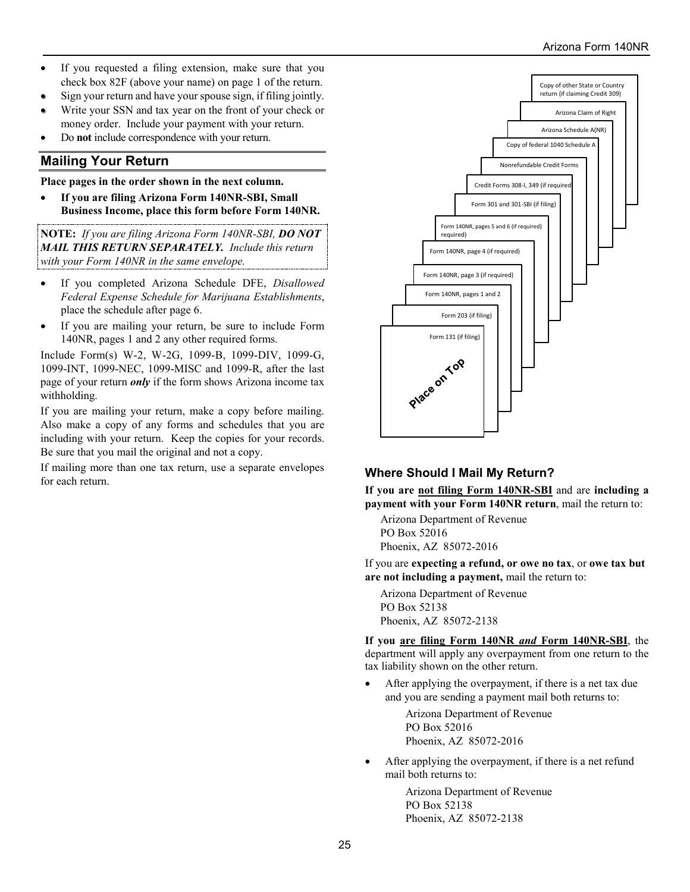- If you requested a filing extension, make sure that you check box 82F (above your name) on page 1 of the return.
- Sign your return and have your spouse sign, if filing jointly.
- Write your SSN and tax year on the front of your check or money order. Include your payment with your return.
- Do **not** include correspondence with your return.

## Mailing Your Return

**Place pages in the order shown in the next column.**

- **If you are filing Arizona Form 140NR-SBI, Small Business Income, place this form before Form 140NR.**

**NOTE:** *If you are filing Arizona Form 140NR-SBI,* ***DO NOT MAIL THIS RETURN SEPARATELY.*** *Include this return with your Form 140NR in the same envelope.*

- If you completed Arizona Schedule DFE, *Disallowed Federal Expense Schedule for Marijuana Establishments*, place the schedule after page 6.
- If you are mailing your return, be sure to include Form 140NR, pages 1 and 2 any other required forms.

Include Form(s) W-2, W-2G, 1099-B, 1099-DIV, 1099-G, 1099-INT, 1099-NEC, 1099-MISC and 1099-R, after the last page of your return ***only*** if the form shows Arizona income tax withholding.

If you are mailing your return, make a copy before mailing. Also make a copy of any forms and schedules that you are including with your return. Keep the copies for your records. Be sure that you mail the original and not a copy.

If mailing more than one tax return, use a separate envelopes for each return.

Place on Top

- Form 131 (if filing)
- Form 203 (if filing)
- Form 140NR, pages 1 and 2
- Form 140NR, page 3 (if required)
- Form 140NR, page 4 (if required)
- Form 140NR, pages 5 and 6 (if required) required)
- Form 301 and 301-SBI (if filing)
- Credit Forms 308-I, 349 (if required
- Nonrefundable Credit Forms
- Copy of federal 1040 Schedule A
- Arizona Schedule A(NR)
- Arizona Claim of Right
- Copy of other State or Country return (if claiming Credit 309)

### Where Should I Mail My Return?

**If you are <u>not filing Form 140NR-SBI</u>** and are **including a payment with your Form 140NR return**, mail the return to:

Arizona Department of Revenue  
PO Box 52016  
Phoenix, AZ 85072-2016

If you are **expecting a refund, or owe no tax**, or **owe tax but are not including a payment,** mail the return to:

Arizona Department of Revenue  
PO Box 52138  
Phoenix, AZ 85072-2138

**If you <u>are filing Form 140NR *and* Form 140NR-SBI</u>**, the department will apply any overpayment from one return to the tax liability shown on the other return.

- After applying the overpayment, if there is a net tax due and you are sending a payment mail both returns to:

  Arizona Department of Revenue  
  PO Box 52016  
  Phoenix, AZ 85072-2016

- After applying the overpayment, if there is a net refund mail both returns to:

  Arizona Department of Revenue  
  PO Box 52138  
  Phoenix, AZ 85072-2138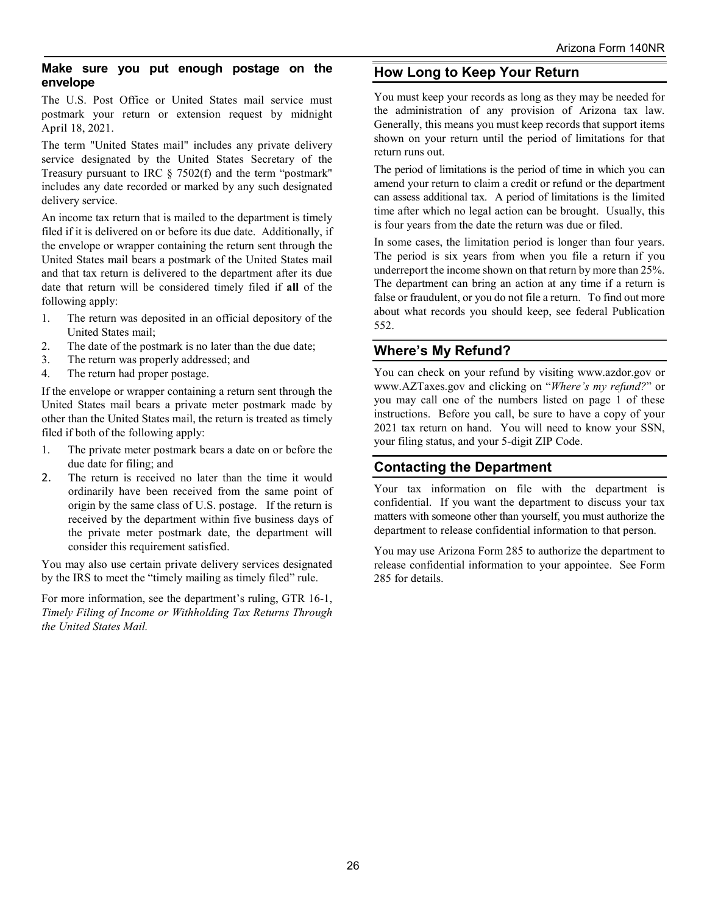### Make sure you put enough postage on the envelope

The U.S. Post Office or United States mail service must postmark your return or extension request by midnight April 18, 2021.

The term "United States mail" includes any private delivery service designated by the United States Secretary of the Treasury pursuant to IRC § 7502(f) and the term "postmark" includes any date recorded or marked by any such designated delivery service.

An income tax return that is mailed to the department is timely filed if it is delivered on or before its due date. Additionally, if the envelope or wrapper containing the return sent through the United States mail bears a postmark of the United States mail and that tax return is delivered to the department after its due date that return will be considered timely filed if **all** of the following apply:

1. The return was deposited in an official depository of the United States mail;
2. The date of the postmark is no later than the due date;
3. The return was properly addressed; and
4. The return had proper postage.

If the envelope or wrapper containing a return sent through the United States mail bears a private meter postmark made by other than the United States mail, the return is treated as timely filed if both of the following apply:

1. The private meter postmark bears a date on or before the due date for filing; and
2. The return is received no later than the time it would ordinarily have been received from the same point of origin by the same class of U.S. postage. If the return is received by the department within five business days of the private meter postmark date, the department will consider this requirement satisfied.

You may also use certain private delivery services designated by the IRS to meet the "timely mailing as timely filed" rule.

For more information, see the department's ruling, GTR 16-1, *Timely Filing of Income or Withholding Tax Returns Through the United States Mail.*

## How Long to Keep Your Return

You must keep your records as long as they may be needed for the administration of any provision of Arizona tax law. Generally, this means you must keep records that support items shown on your return until the period of limitations for that return runs out.

The period of limitations is the period of time in which you can amend your return to claim a credit or refund or the department can assess additional tax. A period of limitations is the limited time after which no legal action can be brought. Usually, this is four years from the date the return was due or filed.

In some cases, the limitation period is longer than four years. The period is six years from when you file a return if you underreport the income shown on that return by more than 25%. The department can bring an action at any time if a return is false or fraudulent, or you do not file a return. To find out more about what records you should keep, see federal Publication 552.

## Where's My Refund?

You can check on your refund by visiting www.azdor.gov or www.AZTaxes.gov and clicking on "*Where's my refund?*" or you may call one of the numbers listed on page 1 of these instructions. Before you call, be sure to have a copy of your 2021 tax return on hand. You will need to know your SSN, your filing status, and your 5-digit ZIP Code.

## Contacting the Department

Your tax information on file with the department is confidential. If you want the department to discuss your tax matters with someone other than yourself, you must authorize the department to release confidential information to that person.

You may use Arizona Form 285 to authorize the department to release confidential information to your appointee. See Form 285 for details.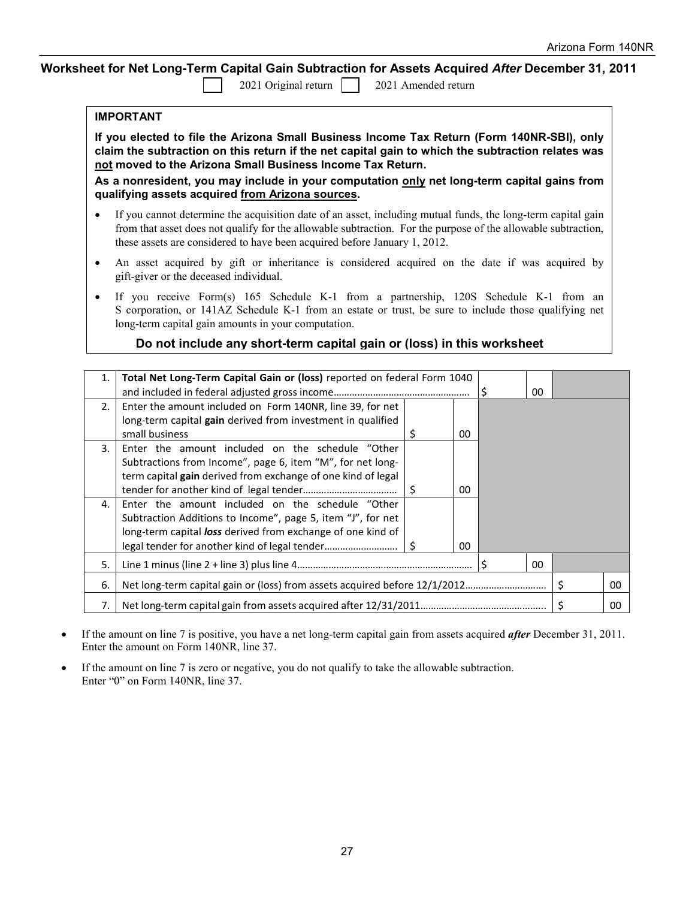## Worksheet for Net Long-Term Capital Gain Subtraction for Assets Acquired *After* December 31, 2011

☐ 2021 Original return ☐ 2021 Amended return

**IMPORTANT**

**If you elected to file the Arizona Small Business Income Tax Return (Form 140NR-SBI), only claim the subtraction on this return if the net capital gain to which the subtraction relates was not moved to the Arizona Small Business Income Tax Return.**

**As a nonresident, you may include in your computation only net long-term capital gains from qualifying assets acquired from Arizona sources.**

- If you cannot determine the acquisition date of an asset, including mutual funds, the long-term capital gain from that asset does not qualify for the allowable subtraction. For the purpose of the allowable subtraction, these assets are considered to have been acquired before January 1, 2012.
- An asset acquired by gift or inheritance is considered acquired on the date if was acquired by gift-giver or the deceased individual.
- If you receive Form(s) 165 Schedule K-1 from a partnership, 120S Schedule K-1 from an S corporation, or 141AZ Schedule K-1 from an estate or trust, be sure to include those qualifying net long-term capital gain amounts in your computation.

**Do not include any short-term capital gain or (loss) in this worksheet**

| | | | | | | | |
|---|---|---|---|---|---|---|---|
| 1. | **Total Net Long-Term Capital Gain or (loss)** reported on federal Form 1040 and included in federal adjusted gross income…………………………………………… | | | $ | 00 | | |
| 2. | Enter the amount included on Form 140NR, line 39, for net long-term capital **gain** derived from investment in qualified small business | $ | 00 | | | | |
| 3. | Enter the amount included on the schedule "Other Subtractions from Income", page 6, item "M", for net long-term capital **gain** derived from exchange of one kind of legal tender for another kind of legal tender……………………………… | $ | 00 | | | | |
| 4. | Enter the amount included on the schedule "Other Subtraction Additions to Income", page 5, item "J", for net long-term capital ***loss*** derived from exchange of one kind of legal tender for another kind of legal tender……………………… | $ | 00 | | | | |
| 5. | Line 1 minus (line 2 + line 3) plus line 4………………………………………………………… | | | $ | 00 | | |
| 6. | Net long-term capital gain or (loss) from assets acquired before 12/1/2012………………………… | | | | | $ | 00 |
| 7. | Net long-term capital gain from assets acquired after 12/31/2011……………………………………….. | | | | | $ | 00 |

- If the amount on line 7 is positive, you have a net long-term capital gain from assets acquired ***after*** December 31, 2011. Enter the amount on Form 140NR, line 37.
- If the amount on line 7 is zero or negative, you do not qualify to take the allowable subtraction. Enter "0" on Form 140NR, line 37.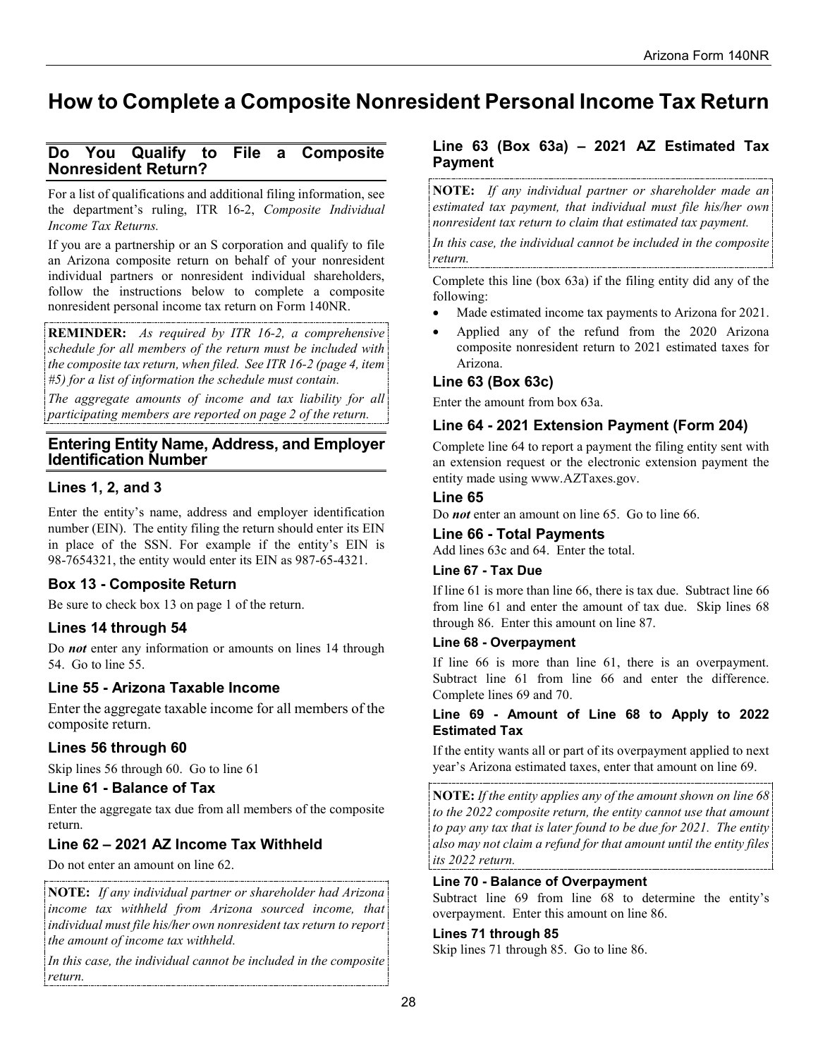# How to Complete a Composite Nonresident Personal Income Tax Return

## Do You Qualify to File a Composite Nonresident Return?

For a list of qualifications and additional filing information, see the department's ruling, ITR 16-2, *Composite Individual Income Tax Returns.*

If you are a partnership or an S corporation and qualify to file an Arizona composite return on behalf of your nonresident individual partners or nonresident individual shareholders, follow the instructions below to complete a composite nonresident personal income tax return on Form 140NR.

**REMINDER:** *As required by ITR 16-2, a comprehensive schedule for all members of the return must be included with the composite tax return, when filed. See ITR 16-2 (page 4, item #5) for a list of information the schedule must contain.*

*The aggregate amounts of income and tax liability for all participating members are reported on page 2 of the return.*

## Entering Entity Name, Address, and Employer Identification Number

### Lines 1, 2, and 3

Enter the entity's name, address and employer identification number (EIN). The entity filing the return should enter its EIN in place of the SSN. For example if the entity's EIN is 98-7654321, the entity would enter its EIN as 987-65-4321.

### Box 13 - Composite Return

Be sure to check box 13 on page 1 of the return.

### Lines 14 through 54

Do ***not*** enter any information or amounts on lines 14 through 54. Go to line 55.

### Line 55 - Arizona Taxable Income

Enter the aggregate taxable income for all members of the composite return.

### Lines 56 through 60

Skip lines 56 through 60. Go to line 61

### Line 61 - Balance of Tax

Enter the aggregate tax due from all members of the composite return.

### Line 62 – 2021 AZ Income Tax Withheld

Do not enter an amount on line 62.

**NOTE:** *If any individual partner or shareholder had Arizona income tax withheld from Arizona sourced income, that individual must file his/her own nonresident tax return to report the amount of income tax withheld.*

*In this case, the individual cannot be included in the composite return.*

### Line 63 (Box 63a) – 2021 AZ Estimated Tax Payment

**NOTE:** *If any individual partner or shareholder made an estimated tax payment, that individual must file his/her own nonresident tax return to claim that estimated tax payment.*

*In this case, the individual cannot be included in the composite return.*

Complete this line (box 63a) if the filing entity did any of the following:

- Made estimated income tax payments to Arizona for 2021.
- Applied any of the refund from the 2020 Arizona composite nonresident return to 2021 estimated taxes for Arizona.

### Line 63 (Box 63c)

Enter the amount from box 63a.

### Line 64 - 2021 Extension Payment (Form 204)

Complete line 64 to report a payment the filing entity sent with an extension request or the electronic extension payment the entity made using www.AZTaxes.gov.

### Line 65

Do ***not*** enter an amount on line 65. Go to line 66.

### Line 66 - Total Payments

Add lines 63c and 64. Enter the total.

#### Line 67 - Tax Due

If line 61 is more than line 66, there is tax due. Subtract line 66 from line 61 and enter the amount of tax due. Skip lines 68 through 86. Enter this amount on line 87.

#### Line 68 - Overpayment

If line 66 is more than line 61, there is an overpayment. Subtract line 61 from line 66 and enter the difference. Complete lines 69 and 70.

#### Line 69 - Amount of Line 68 to Apply to 2022 Estimated Tax

If the entity wants all or part of its overpayment applied to next year's Arizona estimated taxes, enter that amount on line 69.

**NOTE:** *If the entity applies any of the amount shown on line 68 to the 2022 composite return, the entity cannot use that amount to pay any tax that is later found to be due for 2021. The entity also may not claim a refund for that amount until the entity files its 2022 return.*

#### Line 70 - Balance of Overpayment

Subtract line 69 from line 68 to determine the entity's overpayment. Enter this amount on line 86.

#### Lines 71 through 85

Skip lines 71 through 85. Go to line 86.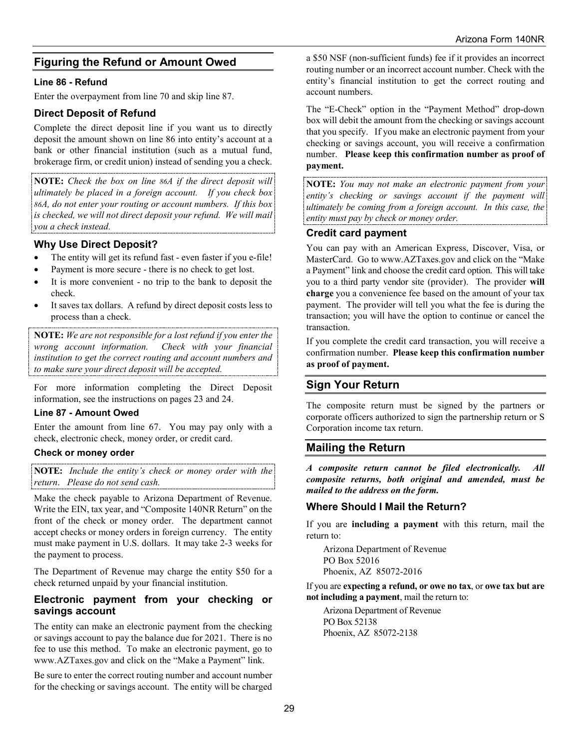## Figuring the Refund or Amount Owed

### Line 86 - Refund

Enter the overpayment from line 70 and skip line 87.

### Direct Deposit of Refund

Complete the direct deposit line if you want us to directly deposit the amount shown on line 86 into entity's account at a bank or other financial institution (such as a mutual fund, brokerage firm, or credit union) instead of sending you a check.

**NOTE:** *Check the box on line 86A if the direct deposit will ultimately be placed in a foreign account. If you check box 86A, do not enter your routing or account numbers. If this box is checked, we will not direct deposit your refund. We will mail you a check instead.*

### Why Use Direct Deposit?

- The entity will get its refund fast - even faster if you e-file!
- Payment is more secure - there is no check to get lost.
- It is more convenient - no trip to the bank to deposit the check.
- It saves tax dollars. A refund by direct deposit costs less to process than a check.

**NOTE:** *We are not responsible for a lost refund if you enter the wrong account information. Check with your financial institution to get the correct routing and account numbers and to make sure your direct deposit will be accepted.*

For more information completing the Direct Deposit information, see the instructions on pages 23 and 24.

### Line 87 - Amount Owed

Enter the amount from line 67. You may pay only with a check, electronic check, money order, or credit card.

#### Check or money order

**NOTE:** *Include the entity's check or money order with the return. Please do not send cash.*

Make the check payable to Arizona Department of Revenue. Write the EIN, tax year, and "Composite 140NR Return" on the front of the check or money order. The department cannot accept checks or money orders in foreign currency. The entity must make payment in U.S. dollars. It may take 2-3 weeks for the payment to process.

The Department of Revenue may charge the entity $50 for a check returned unpaid by your financial institution.

### Electronic payment from your checking or savings account

The entity can make an electronic payment from the checking or savings account to pay the balance due for 2021. There is no fee to use this method. To make an electronic payment, go to www.AZTaxes.gov and click on the "Make a Payment" link.

Be sure to enter the correct routing number and account number for the checking or savings account. The entity will be charged a $50 NSF (non-sufficient funds) fee if it provides an incorrect routing number or an incorrect account number. Check with the entity's financial institution to get the correct routing and account numbers.

The "E-Check" option in the "Payment Method" drop-down box will debit the amount from the checking or savings account that you specify. If you make an electronic payment from your checking or savings account, you will receive a confirmation number. **Please keep this confirmation number as proof of payment.**

**NOTE:** *You may not make an electronic payment from your entity's checking or savings account if the payment will ultimately be coming from a foreign account. In this case, the entity must pay by check or money order.*

#### Credit card payment

You can pay with an American Express, Discover, Visa, or MasterCard. Go to www.AZTaxes.gov and click on the "Make a Payment" link and choose the credit card option. This will take you to a third party vendor site (provider). The provider **will charge** you a convenience fee based on the amount of your tax payment. The provider will tell you what the fee is during the transaction; you will have the option to continue or cancel the transaction.

If you complete the credit card transaction, you will receive a confirmation number. **Please keep this confirmation number as proof of payment.**

## Sign Your Return

The composite return must be signed by the partners or corporate officers authorized to sign the partnership return or S Corporation income tax return.

## Mailing the Return

***A composite return cannot be filed electronically. All composite returns, both original and amended, must be mailed to the address on the form.***

### Where Should I Mail the Return?

If you are **including a payment** with this return, mail the return to:

Arizona Department of Revenue
PO Box 52016
Phoenix, AZ 85072-2016

If you are **expecting a refund, or owe no tax**, or **owe tax but are not including a payment**, mail the return to:

Arizona Department of Revenue
PO Box 52138
Phoenix, AZ 85072-2138